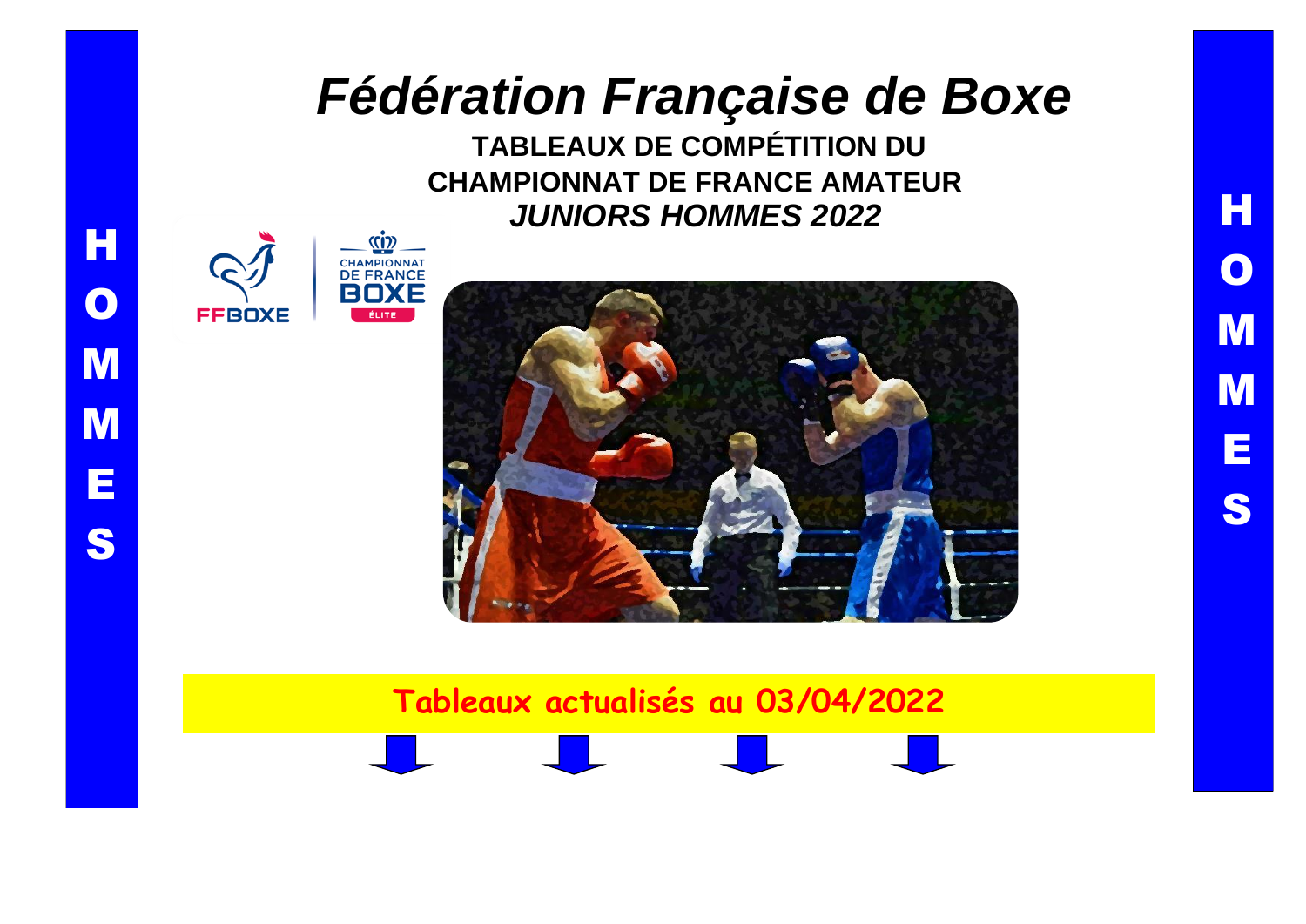# *Fédération Française de Boxe*

**TABLEAUX DE COMPÉTITION DU**
**CHAMPIONNAT DE FRANCE AMATEUR**
***JUNIORS HOMMES 2022***

HOMMES

Tableaux actualisés au 03/04/2022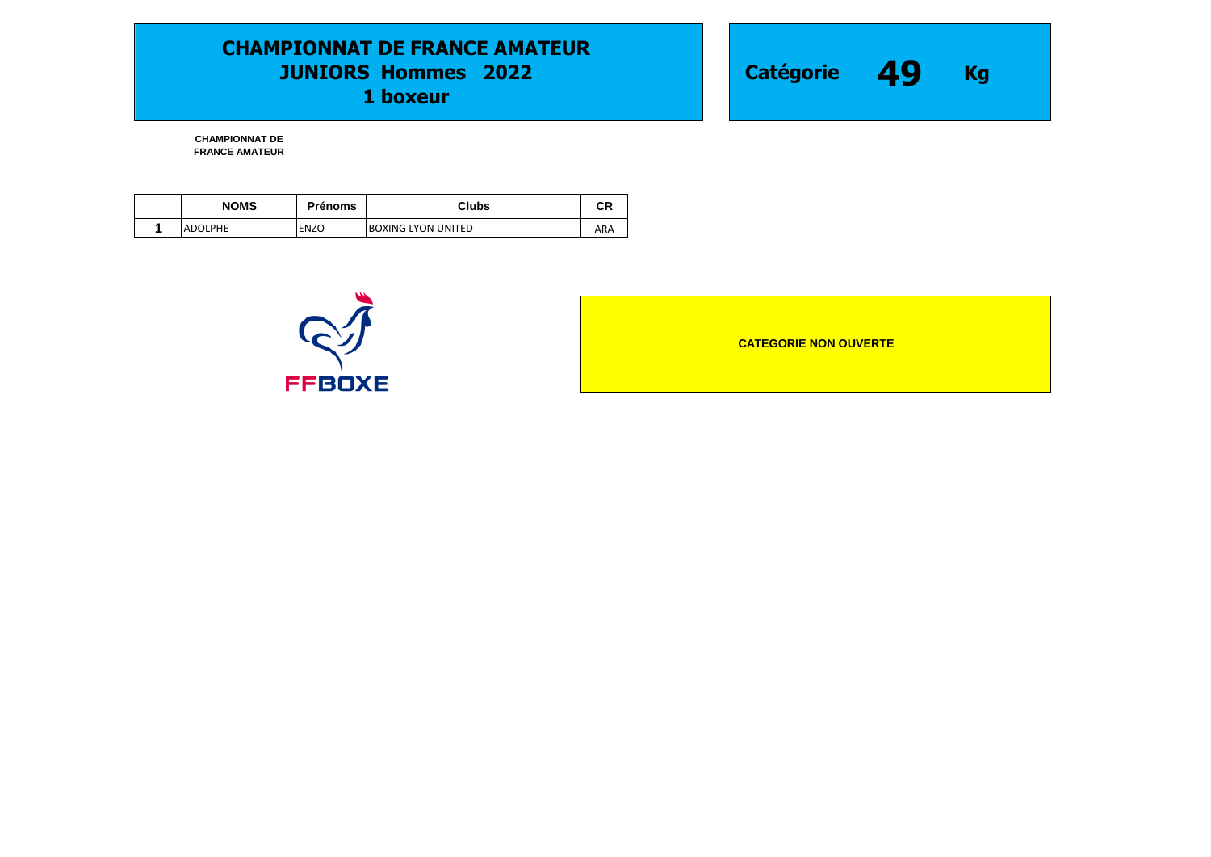# CHAMPIONNAT DE FRANCE AMATEUR
## JUNIORS Hommes 2022
## 1 boxeur

**Catégorie 49 Kg**

**CHAMPIONNAT DE FRANCE AMATEUR**

| | NOMS | Prénoms | Clubs | CR |
|---|---|---|---|---|
| 1 | ADOLPHE | ENZO | BOXING LYON UNITED | ARA |

FFBOXE

**CATEGORIE NON OUVERTE**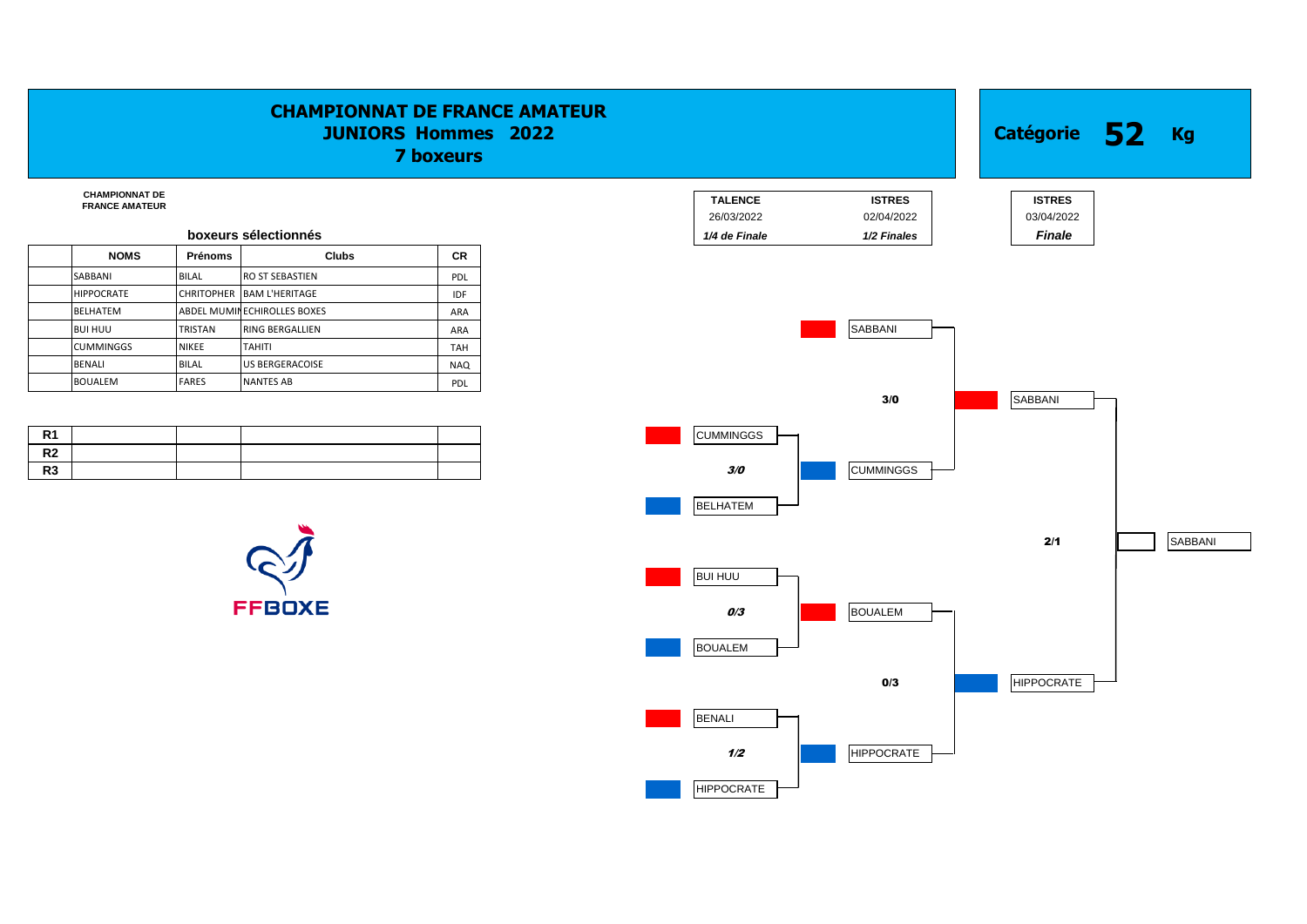# CHAMPIONNAT DE FRANCE AMATEUR
## JUNIORS Hommes 2022
## 7 boxeurs

**Catégorie 52 Kg**

**CHAMPIONNAT DE FRANCE AMATEUR**

**boxeurs sélectionnés**

| | NOMS | Prénoms | Clubs | CR |
|---|---|---|---|---|
| | SABBANI | BILAL | RO ST SEBASTIEN | PDL |
| | HIPPOCRATE | CHRITOPHER | BAM L'HERITAGE | IDF |
| | BELHATEM | ABDEL MUMIN | ECHIROLLES BOXES | ARA |
| | BUI HUU | TRISTAN | RING BERGALLIEN | ARA |
| | CUMMINGGS | NIKEE | TAHITI | TAH |
| | BENALI | BILAL | US BERGERACOISE | NAQ |
| | BOUALEM | FARES | NANTES AB | PDL |

| | | | | |
|---|---|---|---|---|
| R1 | | | | |
| R2 | | | | |
| R3 | | | | |

FFBOXE

**TALENCE** 26/03/2022 *1/4 de Finale*

**ISTRES** 02/04/2022 *1/2 Finales*

**ISTRES** 03/04/2022 *Finale*

1/4 de Finale:
- SABBANI (exempt)
- CUMMINGGS vs BELHATEM — *3/0* → CUMMINGGS
- BUI HUU vs BOUALEM — *0/3* → BOUALEM
- BENALI vs HIPPOCRATE — *1/2* → HIPPOCRATE

1/2 Finales:
- SABBANI vs CUMMINGGS — 3/0 → SABBANI
- BOUALEM vs HIPPOCRATE — 0/3 → HIPPOCRATE

Finale:
- SABBANI vs HIPPOCRATE — 2/1 → SABBANI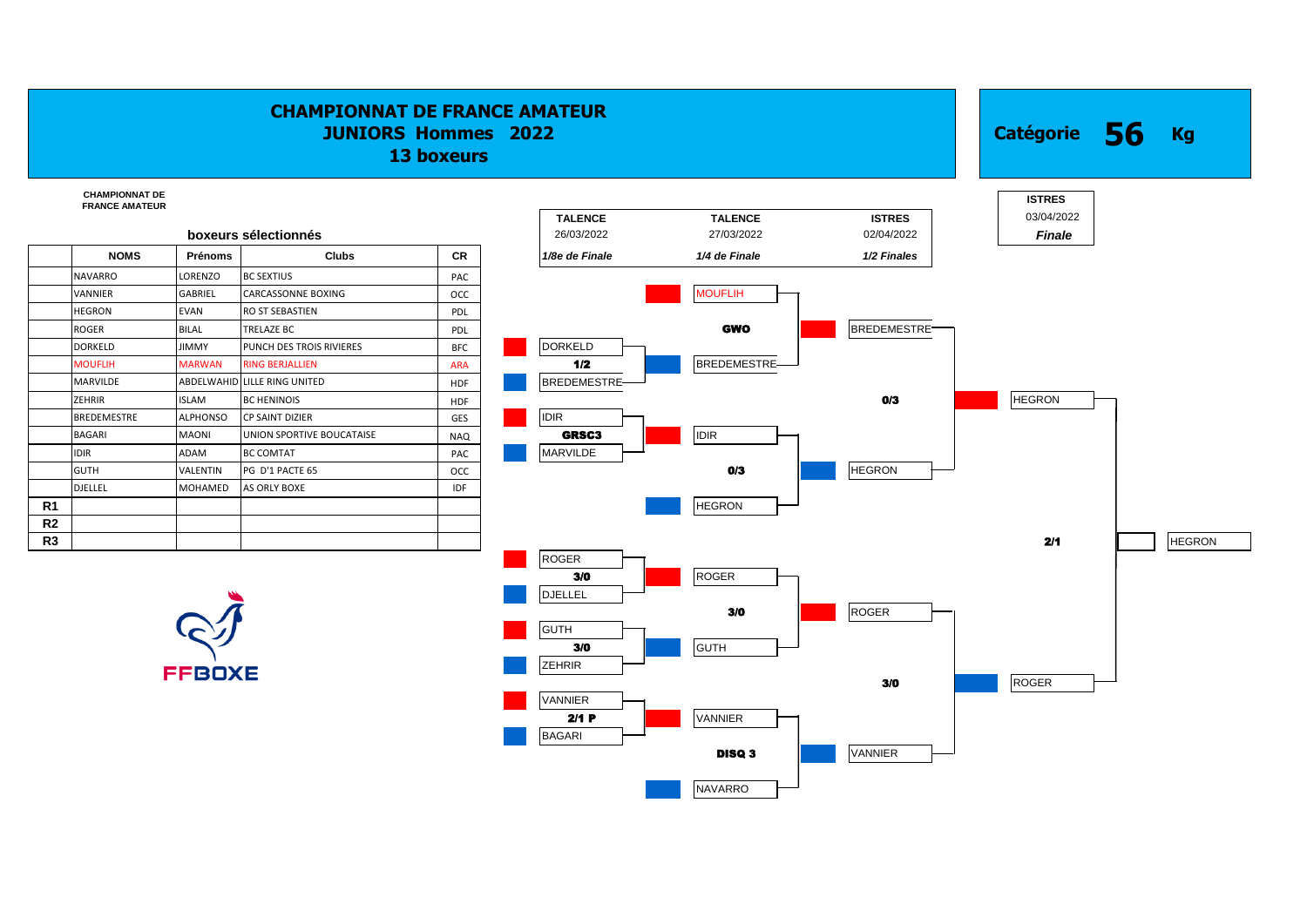# CHAMPIONNAT DE FRANCE AMATEUR
## JUNIORS Hommes 2022
## 13 boxeurs

**Catégorie 56 Kg**

**CHAMPIONNAT DE FRANCE AMATEUR**

### boxeurs sélectionnés

| | NOMS | Prénoms | Clubs | CR |
|---|---|---|---|---|
| | NAVARRO | LORENZO | BC SEXTIUS | PAC |
| | VANNIER | GABRIEL | CARCASSONNE BOXING | OCC |
| | HEGRON | EVAN | RO ST SEBASTIEN | PDL |
| | ROGER | BILAL | TRELAZE BC | PDL |
| | DORKELD | JIMMY | PUNCH DES TROIS RIVIERES | BFC |
| | MOUFLIH | MARWAN | RING BERJALLIEN | ARA |
| | MARVILDE | ABDELWAHID | LILLE RING UNITED | HDF |
| | ZEHRIR | ISLAM | BC HENINOIS | HDF |
| | BREDEMESTRE | ALPHONSO | CP SAINT DIZIER | GES |
| | BAGARI | MAONI | UNION SPORTIVE BOUCATAISE | NAQ |
| | IDIR | ADAM | BC COMTAT | PAC |
| | GUTH | VALENTIN | PG D'1 PACTE 65 | OCC |
| | DJELLEL | MOHAMED | AS ORLY BOXE | IDF |
| R1 | | | | |
| R2 | | | | |
| R3 | | | | |

| | TALENCE 26/03/2022 | TALENCE 27/03/2022 | ISTRES 02/04/2022 | ISTRES 03/04/2022 |
|---|---|---|---|---|
| | *1/8e de Finale* | *1/4 de Finale* | *1/2 Finales* | *Finale* |

**1/8e de Finale**
- DORKELD vs BREDEMESTRE — 1/2 → BREDEMESTRE
- IDIR vs MARVILDE — GRSC3 → IDIR
- ROGER vs DJELLEL — 3/0 → ROGER
- GUTH vs ZEHRIR — 3/0 → GUTH
- VANNIER vs BAGARI — 2/1 P → VANNIER

**1/4 de Finale**
- MOUFLIH vs BREDEMESTRE — GWO → BREDEMESTRE
- IDIR vs HEGRON — 0/3 → HEGRON
- ROGER vs GUTH — 3/0 → ROGER
- VANNIER vs NAVARRO — DISQ 3 → VANNIER

**1/2 Finales**
- BREDEMESTRE vs HEGRON — 0/3 → HEGRON
- ROGER vs VANNIER — 3/0 → ROGER

**Finale**
- HEGRON vs ROGER — 2/1 → HEGRON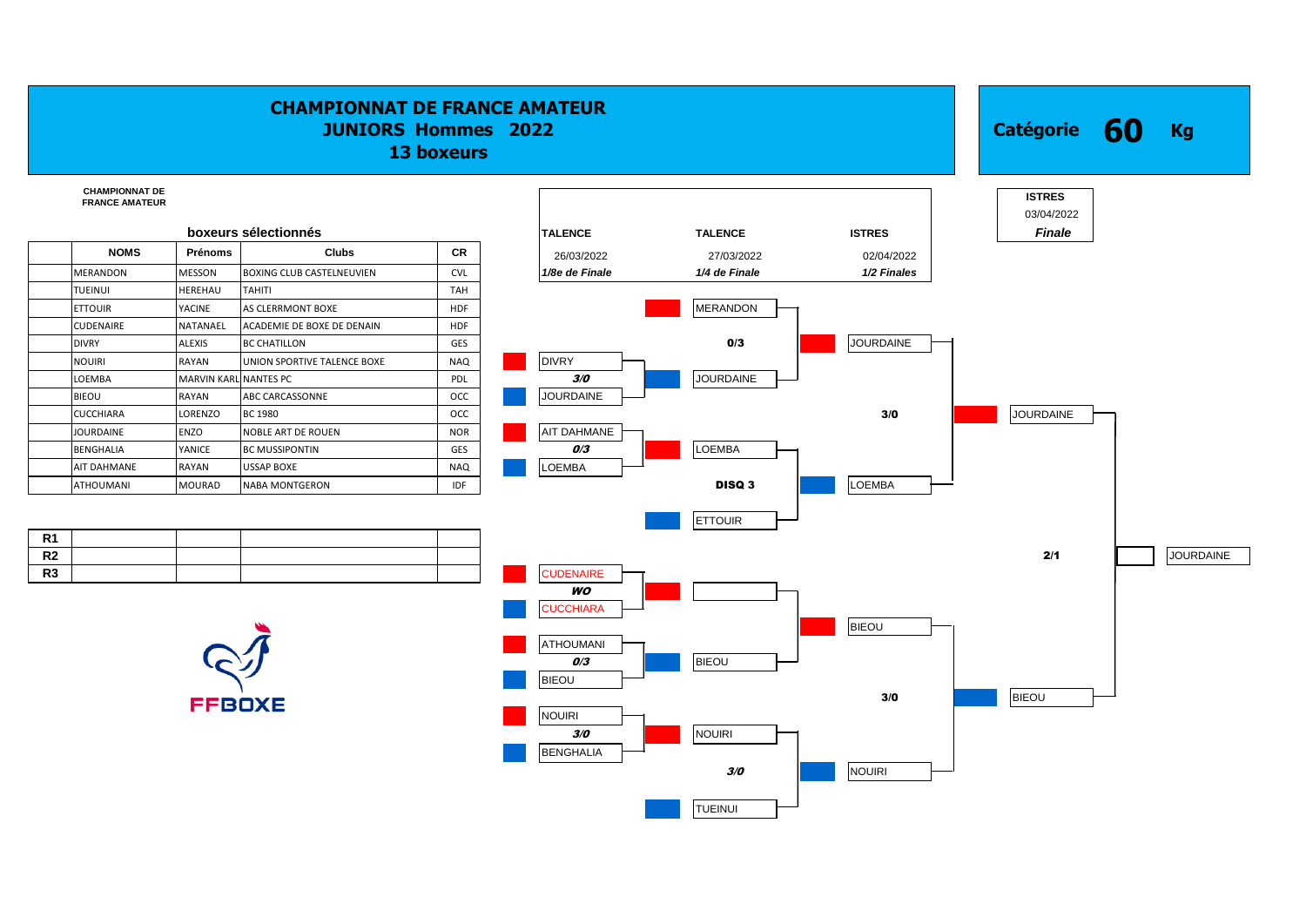# CHAMPIONNAT DE FRANCE AMATEUR
## JUNIORS Hommes 2022
### 13 boxeurs

**Catégorie 60 Kg**

**CHAMPIONNAT DE FRANCE AMATEUR**

**boxeurs sélectionnés**

| | NOMS | Prénoms | Clubs | CR |
|---|---|---|---|---|
| | MERANDON | MESSON | BOXING CLUB CASTELNEUVIEN | CVL |
| | TUEINUI | HEREHAU | TAHITI | TAH |
| | ETTOUIR | YACINE | AS CLERRMONT BOXE | HDF |
| | CUDENAIRE | NATANAEL | ACADEMIE DE BOXE DE DENAIN | HDF |
| | DIVRY | ALEXIS | BC CHATILLON | GES |
| | NOUIRI | RAYAN | UNION SPORTIVE TALENCE BOXE | NAQ |
| | LOEMBA | MARVIN KARL | NANTES PC | PDL |
| | BIEOU | RAYAN | ABC CARCASSONNE | OCC |
| | CUCCHIARA | LORENZO | BC 1980 | OCC |
| | JOURDAINE | ENZO | NOBLE ART DE ROUEN | NOR |
| | BENGHALIA | YANICE | BC MUSSIPONTIN | GES |
| | AIT DAHMANE | RAYAN | USSAP BOXE | NAQ |
| | ATHOUMANI | MOURAD | NABA MONTGERON | IDF |

| | | | | |
|---|---|---|---|---|
| R1 | | | | |
| R2 | | | | |
| R3 | | | | |

FFBOXE

| TALENCE | TALENCE | ISTRES | ISTRES |
|---|---|---|---|
| 26/03/2022 | 27/03/2022 | 02/04/2022 | 03/04/2022 |
| *1/8e de Finale* | *1/4 de Finale* | *1/2 Finales* | *Finale* |

**1/8e de Finale**
- DIVRY vs JOURDAINE — 3/0
- AIT DAHMANE vs LOEMBA — 0/3
- CUDENAIRE vs CUCCHIARA — WO
- ATHOUMANI vs BIEOU — 0/3
- NOUIRI vs BENGHALIA — 3/0

**1/4 de Finale**
- MERANDON vs JOURDAINE — 0/3
- LOEMBA vs ETTOUIR — DISQ 3
- (vide) vs BIEOU
- NOUIRI vs TUEINUI — 3/0

**1/2 Finales**
- JOURDAINE vs LOEMBA — 3/0
- BIEOU vs NOUIRI — 3/0

**Finale**
- JOURDAINE vs BIEOU — 2/1

Vainqueur : JOURDAINE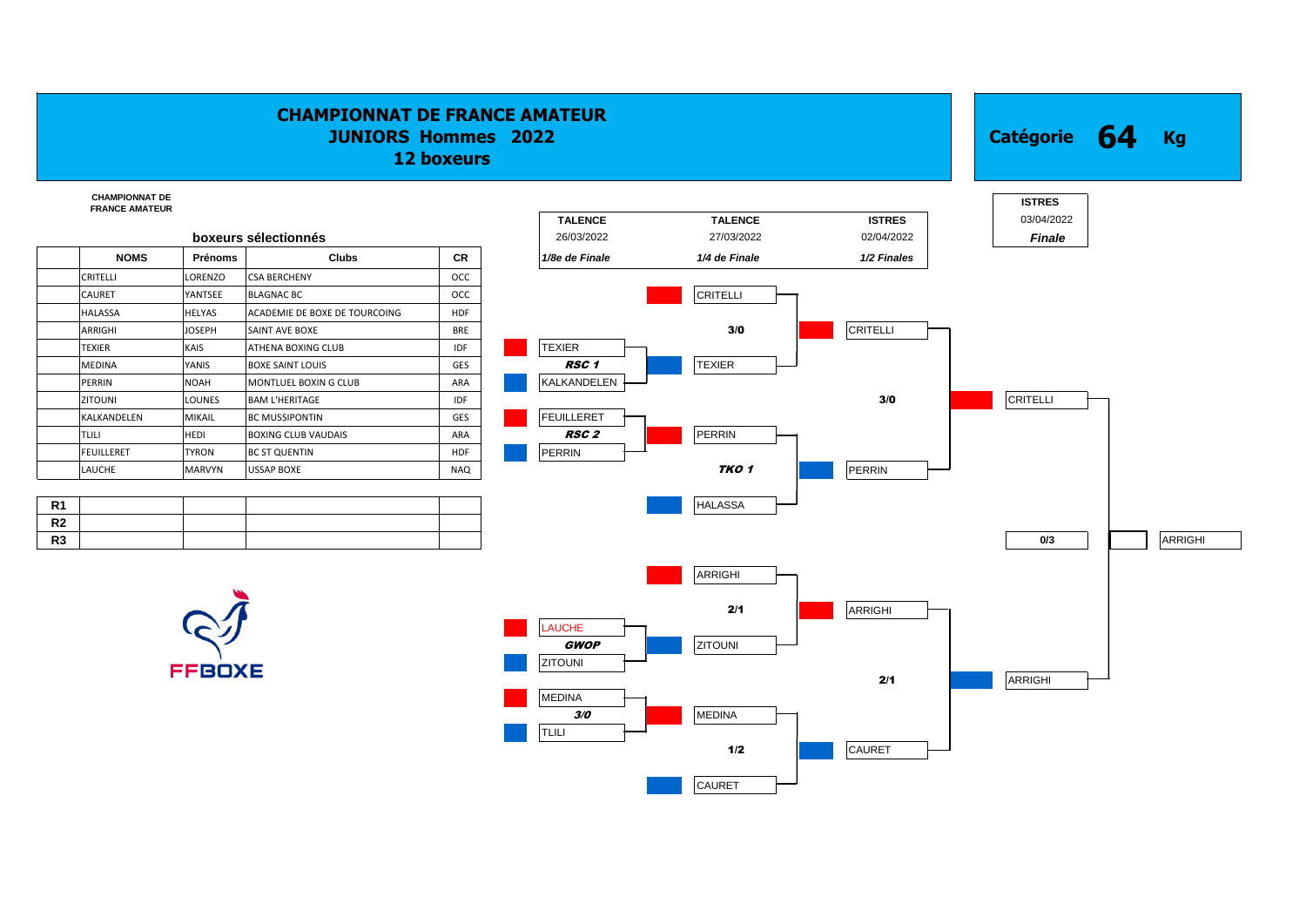# CHAMPIONNAT DE FRANCE AMATEUR
## JUNIORS Hommes 2022
## 12 boxeurs

**Catégorie 64 Kg**

**CHAMPIONNAT DE FRANCE AMATEUR**

**boxeurs sélectionnés**

| | NOMS | Prénoms | Clubs | CR |
|---|---|---|---|---|
| | CRITELLI | LORENZO | CSA BERCHENY | OCC |
| | CAURET | YANTSEE | BLAGNAC BC | OCC |
| | HALASSA | HELYAS | ACADEMIE DE BOXE DE TOURCOING | HDF |
| | ARRIGHI | JOSEPH | SAINT AVE BOXE | BRE |
| | TEXIER | KAIS | ATHENA BOXING CLUB | IDF |
| | MEDINA | YANIS | BOXE SAINT LOUIS | GES |
| | PERRIN | NOAH | MONTLUEL BOXIN G CLUB | ARA |
| | ZITOUNI | LOUNES | BAM L'HERITAGE | IDF |
| | KALKANDELEN | MIKAIL | BC MUSSIPONTIN | GES |
| | TLILI | HEDI | BOXING CLUB VAUDAIS | ARA |
| | FEUILLERET | TYRON | BC ST QUENTIN | HDF |
| | LAUCHE | MARVYN | USSAP BOXE | NAQ |

| | | | | |
|---|---|---|---|---|
| R1 | | | | |
| R2 | | | | |
| R3 | | | | |

FFBOXE

| TALENCE | TALENCE | ISTRES | ISTRES |
|---|---|---|---|
| 26/03/2022 | 27/03/2022 | 02/04/2022 | 03/04/2022 |
| *1/8e de Finale* | *1/4 de Finale* | *1/2 Finales* | *Finale* |

**1/8e de Finale**

- TEXIER vs KALKANDELEN — *RSC 1* → TEXIER
- FEUILLERET vs PERRIN — *RSC 2* → PERRIN
- LAUCHE vs ZITOUNI — *GWOP* → ZITOUNI
- MEDINA vs TLILI — *3/0* → MEDINA

**1/4 de Finale**

- CRITELLI vs TEXIER — 3/0 → CRITELLI
- PERRIN vs HALASSA — *TKO 1* → PERRIN
- ARRIGHI vs ZITOUNI — 2/1 → ARRIGHI
- MEDINA vs CAURET — 1/2 → CAURET

**1/2 Finales**

- CRITELLI vs PERRIN — 3/0 → CRITELLI
- ARRIGHI vs CAURET — 2/1 → ARRIGHI

**Finale**

- CRITELLI vs ARRIGHI — 0/3 → ARRIGHI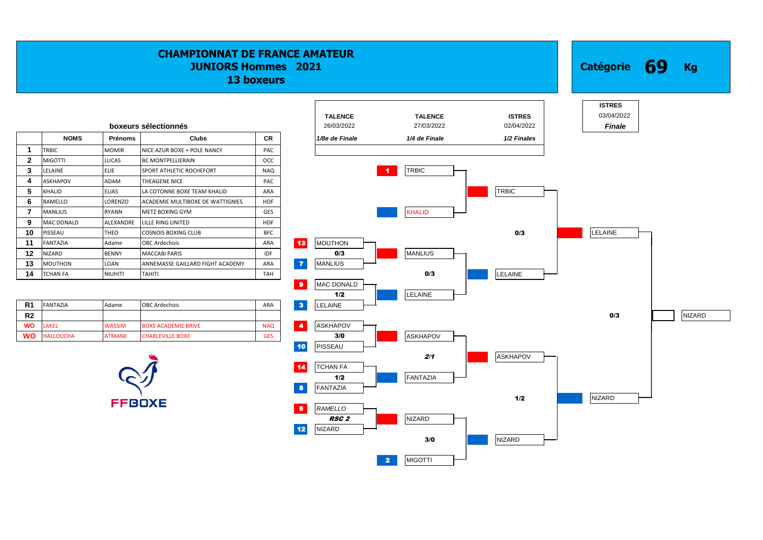# CHAMPIONNAT DE FRANCE AMATEUR
## JUNIORS Hommes 2021
## 13 boxeurs

**Catégorie 69 Kg**

### boxeurs sélectionnés

| | NOMS | Prénoms | Clubs | CR |
|---|---|---|---|---|
| 1 | TRBIC | MOMIR | NICE AZUR BOXE + POLE NANCY | PAC |
| 2 | MIGOTTI | LUCAS | BC MONTPELLIERAIN | OCC |
| 3 | LELAINE | ELIE | SPORT ATHLETIC ROCHEFORT | NAQ |
| 4 | ASKHAPOV | ADAM | THEAGENE NICE | PAC |
| 5 | KHALID | ELIAS | LA COTONNE BOXE TEAM KHALID | ARA |
| 6 | RAMELLO | LORENZO | ACADEMIE MULTIBOXE DE WATTIGNIES | HDF |
| 7 | MANLIUS | RYANN | METZ BOXING GYM | GES |
| 9 | MAC DONALD | ALEXANDRE | LILLE RING UNITED | HDF |
| 10 | PISSEAU | THEO | COSNOIS BOXING CLUB | BFC |
| 11 | FANTAZIA | Adame | OBC Ardechois | ARA |
| 12 | NIZARD | BENNY | MACCABI PARIS | IDF |
| 13 | MOUTHON | LOAN | ANNEMASSE GAILLARD FIGHT ACADEMY | ARA |
| 14 | TCHAN FA | NIUHITI | TAHITI | TAH |

| | | | | |
|---|---|---|---|---|
| R1 | FANTAZIA | Adame | OBC Ardechois | ARA |
| R2 | | | | |
| WO | LAKEL | WASSIM | BOXE ACADEMIE BRIVE | NAQ |
| WO | HALLOUCHA | ATMANE | CHARLEVILLE BOXE | GES |

FFBOXE

| TALENCE 26/03/2022 | TALENCE 27/03/2022 | ISTRES 02/04/2022 | ISTRES 03/04/2022 |
|---|---|---|---|
| *1/8e de Finale* | *1/4 de Finale* | *1/2 Finales* | *Finale* |

**1/8e de Finale**
- 13 MOUTHON vs 7 MANLIUS — 0/3 → MANLIUS
- 9 MAC DONALD vs 3 LELAINE — 1/2 → LELAINE
- 4 ASKHAPOV vs 10 PISSEAU — 3/0 → ASKHAPOV
- 14 TCHAN FA vs 8 FANTAZIA — 1/2 → FANTAZIA
- 6 *RAMELLO* vs 12 NIZARD — ***RSC 2*** → NIZARD

**1/4 de Finale**
- 1 TRBIC vs KHALID → TRBIC
- MANLIUS vs LELAINE — 0/3 → LELAINE
- ASKHAPOV vs FANTAZIA — *2/1* → ASKHAPOV
- NIZARD vs 2 MIGOTTI — 3/0 → NIZARD

**1/2 Finales**
- TRBIC vs LELAINE — 0/3 → LELAINE
- ASKHAPOV vs NIZARD — 1/2 → NIZARD

**Finale**
- LELAINE vs NIZARD — 0/3 → NIZARD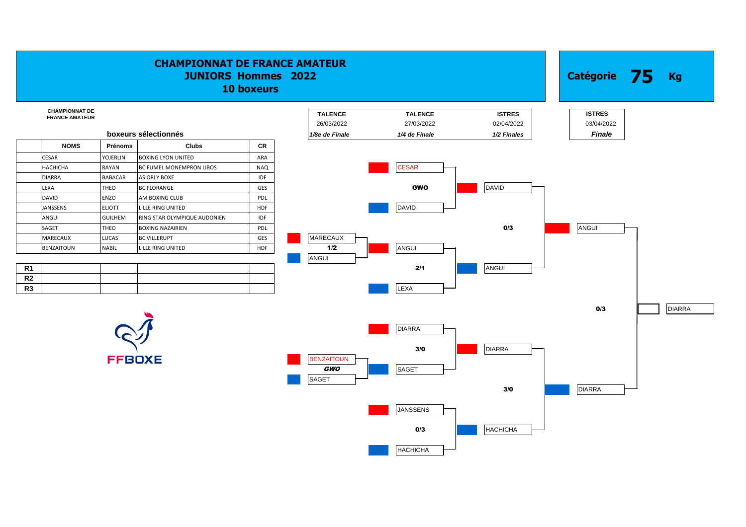# CHAMPIONNAT DE FRANCE AMATEUR
## JUNIORS Hommes 2022
## 10 boxeurs

**Catégorie 75 Kg**

**CHAMPIONNAT DE FRANCE AMATEUR**

**boxeurs sélectionnés**

| | NOMS | Prénoms | Clubs | CR |
|---|---|---|---|---|
| | CESAR | YOJERLIN | BOXING LYON UNITED | ARA |
| | HACHICHA | RAYAN | BC FUMEL MONEMPRON LIBOS | NAQ |
| | DIARRA | BABACAR | AS ORLY BOXE | IDF |
| | LEXA | THEO | BC FLORANGE | GES |
| | DAVID | ENZO | AM BOXING CLUB | PDL |
| | JANSSENS | ELIOTT | LILLE RING UNITED | HDF |
| | ANGUI | GUILHEM | RING STAR OLYMPIQUE AUDONIEN | IDF |
| | SAGET | THEO | BOXING NAZAIRIEN | PDL |
| | MARECAUX | LUCAS | BC VILLERUPT | GES |
| | BENZAITOUN | NABIL | LILLE RING UNITED | HDF |

| | | | | |
|---|---|---|---|---|
| R1 | | | | |
| R2 | | | | |
| R3 | | | | |

FFBOXE

| TALENCE | TALENCE | ISTRES | ISTRES |
|---|---|---|---|
| 26/03/2022 | 27/03/2022 | 02/04/2022 | 03/04/2022 |
| *1/8e de Finale* | *1/4 de Finale* | *1/2 Finales* | *Finale* |

**1/8e de Finale**
- MARECAUX vs ANGUI — 1/2
- BENZAITOUN vs SAGET — GWO

**1/4 de Finale**
- CESAR vs DAVID — GWO
- ANGUI vs LEXA — 2/1
- DIARRA vs SAGET — 3/0
- JANSSENS vs HACHICHA — 0/3

**1/2 Finales**
- DAVID vs ANGUI — 0/3
- DIARRA vs HACHICHA — 3/0

**Finale**
- ANGUI vs DIARRA — 0/3

**Vainqueur :** DIARRA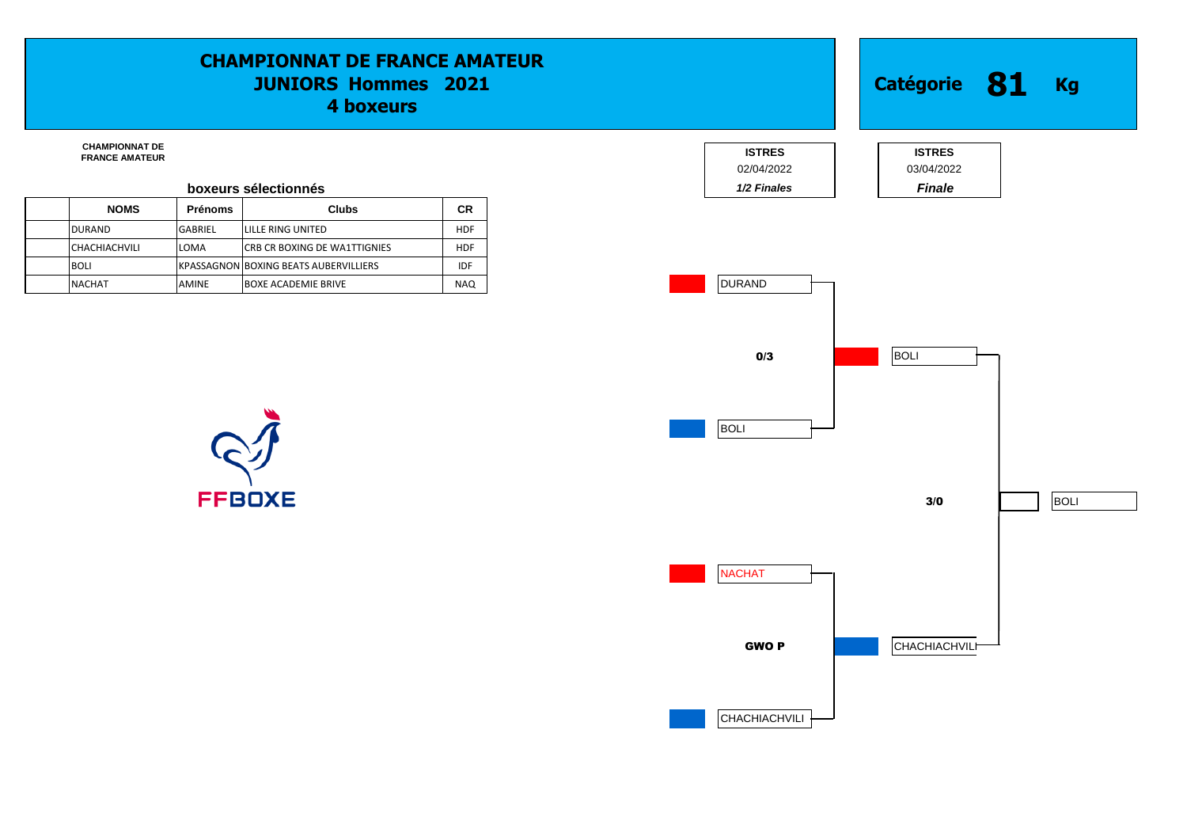# CHAMPIONNAT DE FRANCE AMATEUR
## JUNIORS Hommes 2021
## 4 boxeurs

## Catégorie 81 Kg

**CHAMPIONNAT DE FRANCE AMATEUR**

**boxeurs sélectionnés**

| | NOMS | Prénoms | Clubs | CR |
|---|---|---|---|---|
| | DURAND | GABRIEL | LILLE RING UNITED | HDF |
| | CHACHIACHVILI | LOMA | CRB CR BOXING DE WA1TTIGNIES | HDF |
| | BOLI | KPASSAGNON | BOXING BEATS AUBERVILLIERS | IDF |
| | NACHAT | AMINE | BOXE ACADEMIE BRIVE | NAQ |

FFBOXE

**ISTRES**
02/02/2022
***1/2 Finales***

**ISTRES**
03/04/2022
***Finale***

DURAND

**0/3**

BOLI

BOLI

**3/0**

BOLI

NACHAT

**GWO P**

CHACHIACHVILI

CHACHIACHVILI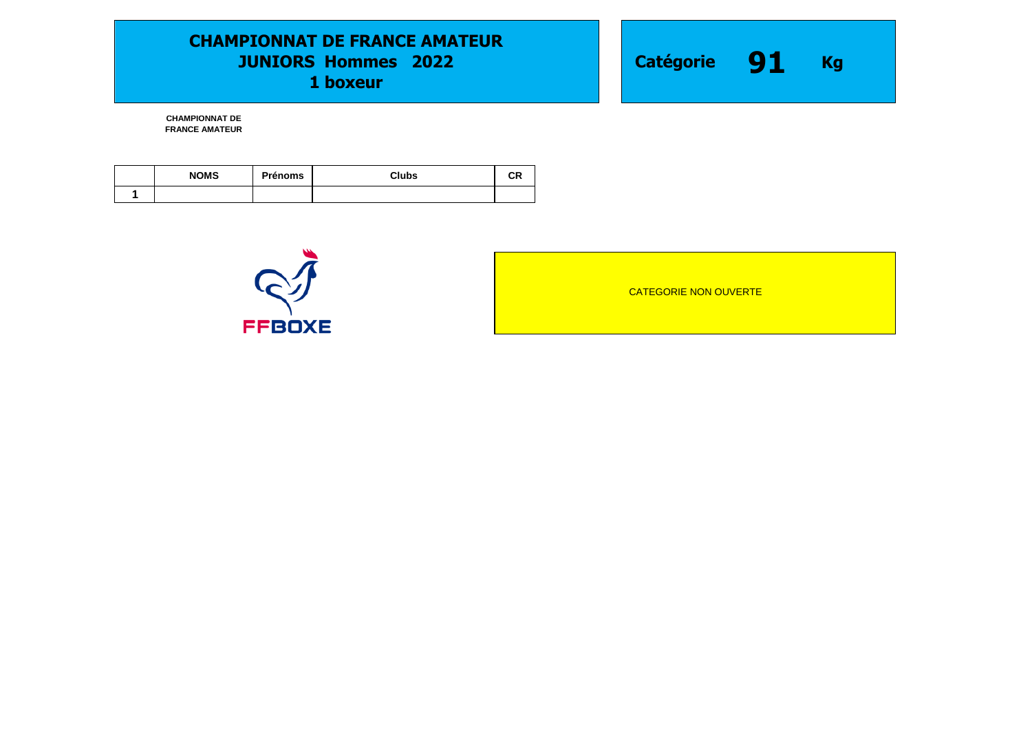# CHAMPIONNAT DE FRANCE AMATEUR
# JUNIORS Hommes 2022
# 1 boxeur

**Catégorie 91 Kg**

**CHAMPIONNAT DE FRANCE AMATEUR**

| | NOMS | Prénoms | Clubs | CR |
|---|---|---|---|---|
| **1** | | | | |

FFBOXE

CATEGORIE NON OUVERTE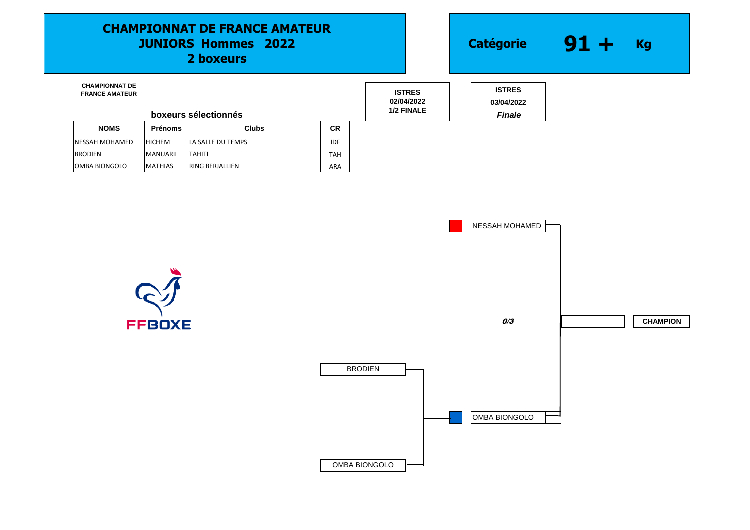# CHAMPIONNAT DE FRANCE AMATEUR
## JUNIORS Hommes 2022
## 2 boxeurs

**Catégorie 91 + Kg**

**CHAMPIONNAT DE FRANCE AMATEUR**

**boxeurs sélectionnés**

| | NOMS | Prénoms | Clubs | CR |
|---|---|---|---|---|
| | NESSAH MOHAMED | HICHEM | LA SALLE DU TEMPS | IDF |
| | BRODIEN | MANUARII | TAHITI | TAH |
| | OMBA BIONGOLO | MATHIAS | RING BERJALLIEN | ARA |

**ISTRES**
**02/04/2022**
**1/2 FINALE**

**ISTRES**
**03/04/2022**
***Finale***

NESSAH MOHAMED

*0/3*

**CHAMPION**

BRODIEN

OMBA BIONGOLO

OMBA BIONGOLO

FFBOXE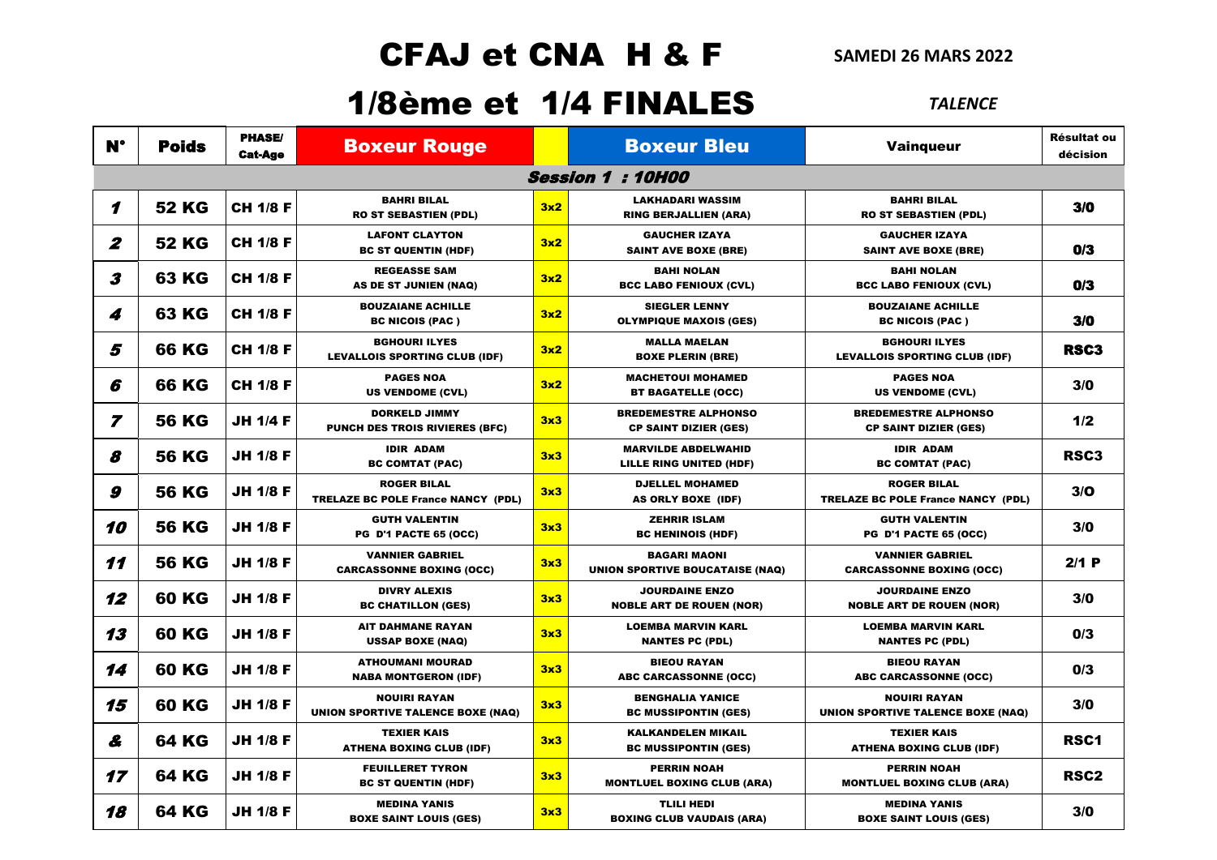# CFAJ et CNA H & F

# 1/8ème et 1/4 FINALES

**SAMEDI 26 MARS 2022**

*TALENCE*

| N° | Poids | PHASE/ Cat-Age | Boxeur Rouge | | Boxeur Bleu | Vainqueur | Résultat ou décision |
|---|---|---|---|---|---|---|---|
| **Session 1 : 10H00** | | | | | | | |
| 1 | 52 KG | CH 1/8 F | BAHRI BILAL<br>RO ST SEBASTIEN (PDL) | 3x2 | LAKHADARI WASSIM<br>RING BERJALLIEN (ARA) | BAHRI BILAL<br>RO ST SEBASTIEN (PDL) | 3/0 |
| 2 | 52 KG | CH 1/8 F | LAFONT CLAYTON<br>BC ST QUENTIN (HDF) | 3x2 | GAUCHER IZAYA<br>SAINT AVE BOXE (BRE) | GAUCHER IZAYA<br>SAINT AVE BOXE (BRE) | 0/3 |
| 3 | 63 KG | CH 1/8 F | REGEASSE SAM<br>AS DE ST JUNIEN (NAQ) | 3x2 | BAHI NOLAN<br>BCC LABO FENIOUX (CVL) | BAHI NOLAN<br>BCC LABO FENIOUX (CVL) | 0/3 |
| 4 | 63 KG | CH 1/8 F | BOUZAIANE ACHILLE<br>BC NICOIS (PAC ) | 3x2 | SIEGLER LENNY<br>OLYMPIQUE MAXOIS (GES) | BOUZAIANE ACHILLE<br>BC NICOIS (PAC ) | 3/0 |
| 5 | 66 KG | CH 1/8 F | BGHOURI ILYES<br>LEVALLOIS SPORTING CLUB (IDF) | 3x2 | MALLA MAELAN<br>BOXE PLERIN (BRE) | BGHOURI ILYES<br>LEVALLOIS SPORTING CLUB (IDF) | RSC3 |
| 6 | 66 KG | CH 1/8 F | PAGES NOA<br>US VENDOME (CVL) | 3x2 | MACHETOUI MOHAMED<br>BT BAGATELLE (OCC) | PAGES NOA<br>US VENDOME (CVL) | 3/0 |
| 7 | 56 KG | JH 1/4 F | DORKELD JIMMY<br>PUNCH DES TROIS RIVIERES (BFC) | 3x3 | BREDEMESTRE ALPHONSO<br>CP SAINT DIZIER (GES) | BREDEMESTRE ALPHONSO<br>CP SAINT DIZIER (GES) | 1/2 |
| 8 | 56 KG | JH 1/8 F | IDIR ADAM<br>BC COMTAT (PAC) | 3x3 | MARVILDE ABDELWAHID<br>LILLE RING UNITED (HDF) | IDIR ADAM<br>BC COMTAT (PAC) | RSC3 |
| 9 | 56 KG | JH 1/8 F | ROGER BILAL<br>TRELAZE BC POLE France NANCY (PDL) | 3x3 | DJELLEL MOHAMED<br>AS ORLY BOXE (IDF) | ROGER BILAL<br>TRELAZE BC POLE France NANCY (PDL) | 3/O |
| 10 | 56 KG | JH 1/8 F | GUTH VALENTIN<br>PG D'1 PACTE 65 (OCC) | 3x3 | ZEHRIR ISLAM<br>BC HENINOIS (HDF) | GUTH VALENTIN<br>PG D'1 PACTE 65 (OCC) | 3/0 |
| 11 | 56 KG | JH 1/8 F | VANNIER GABRIEL<br>CARCASSONNE BOXING (OCC) | 3x3 | BAGARI MAONI<br>UNION SPORTIVE BOUCATAISE (NAQ) | VANNIER GABRIEL<br>CARCASSONNE BOXING (OCC) | 2/1 P |
| 12 | 60 KG | JH 1/8 F | DIVRY ALEXIS<br>BC CHATILLON (GES) | 3x3 | JOURDAINE ENZO<br>NOBLE ART DE ROUEN (NOR) | JOURDAINE ENZO<br>NOBLE ART DE ROUEN (NOR) | 3/0 |
| 13 | 60 KG | JH 1/8 F | AIT DAHMANE RAYAN<br>USSAP BOXE (NAQ) | 3x3 | LOEMBA MARVIN KARL<br>NANTES PC (PDL) | LOEMBA MARVIN KARL<br>NANTES PC (PDL) | 0/3 |
| 14 | 60 KG | JH 1/8 F | ATHOUMANI MOURAD<br>NABA MONTGERON (IDF) | 3x3 | BIEOU RAYAN<br>ABC CARCASSONNE (OCC) | BIEOU RAYAN<br>ABC CARCASSONNE (OCC) | 0/3 |
| 15 | 60 KG | JH 1/8 F | NOUIRI RAYAN<br>UNION SPORTIVE TALENCE BOXE (NAQ) | 3x3 | BENGHALIA YANICE<br>BC MUSSIPONTIN (GES) | NOUIRI RAYAN<br>UNION SPORTIVE TALENCE BOXE (NAQ) | 3/0 |
| & | 64 KG | JH 1/8 F | TEXIER KAIS<br>ATHENA BOXING CLUB (IDF) | 3x3 | KALKANDELEN MIKAIL<br>BC MUSSIPONTIN (GES) | TEXIER KAIS<br>ATHENA BOXING CLUB (IDF) | RSC1 |
| 17 | 64 KG | JH 1/8 F | FEUILLERET TYRON<br>BC ST QUENTIN (HDF) | 3x3 | PERRIN NOAH<br>MONTLUEL BOXING CLUB (ARA) | PERRIN NOAH<br>MONTLUEL BOXING CLUB (ARA) | RSC2 |
| 18 | 64 KG | JH 1/8 F | MEDINA YANIS<br>BOXE SAINT LOUIS (GES) | 3x3 | TLILI HEDI<br>BOXING CLUB VAUDAIS (ARA) | MEDINA YANIS<br>BOXE SAINT LOUIS (GES) | 3/0 |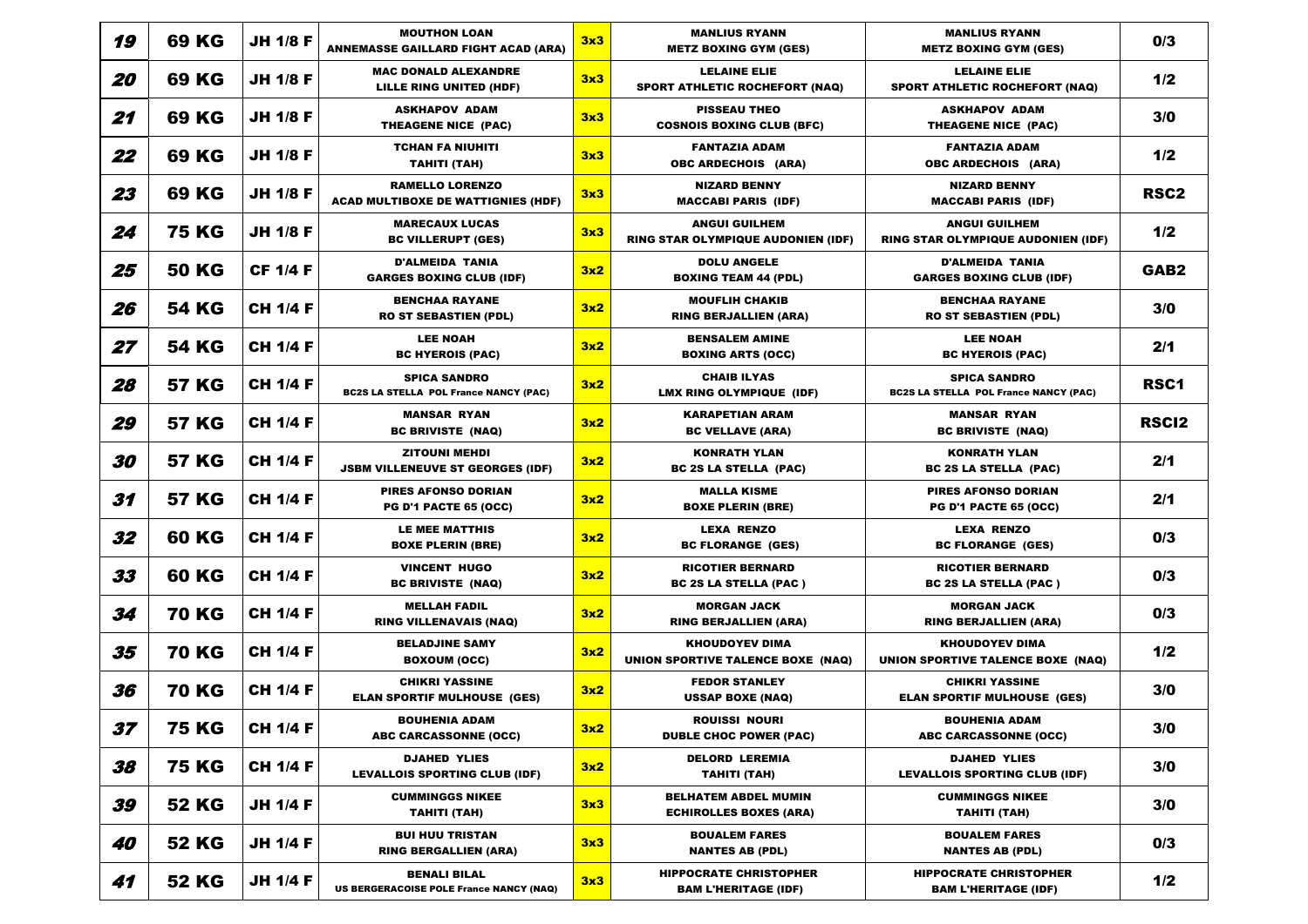| | | | | | | | |
|---|---|---|---|---|---|---|---|
| 19 | 69 KG | JH 1/8 F | MOUTHON LOAN<br>ANNEMASSE GAILLARD FIGHT ACAD (ARA) | 3x3 | MANLIUS RYANN<br>METZ BOXING GYM (GES) | MANLIUS RYANN<br>METZ BOXING GYM (GES) | 0/3 |
| 20 | 69 KG | JH 1/8 F | MAC DONALD ALEXANDRE<br>LILLE RING UNITED (HDF) | 3x3 | LELAINE ELIE<br>SPORT ATHLETIC ROCHEFORT (NAQ) | LELAINE ELIE<br>SPORT ATHLETIC ROCHEFORT (NAQ) | 1/2 |
| 21 | 69 KG | JH 1/8 F | ASKHAPOV ADAM<br>THEAGENE NICE (PAC) | 3x3 | PISSEAU THEO<br>COSNOIS BOXING CLUB (BFC) | ASKHAPOV ADAM<br>THEAGENE NICE (PAC) | 3/0 |
| 22 | 69 KG | JH 1/8 F | TCHAN FA NIUHITI<br>TAHITI (TAH) | 3x3 | FANTAZIA ADAM<br>OBC ARDECHOIS (ARA) | FANTAZIA ADAM<br>OBC ARDECHOIS (ARA) | 1/2 |
| 23 | 69 KG | JH 1/8 F | RAMELLO LORENZO<br>ACAD MULTIBOXE DE WATTIGNIES (HDF) | 3x3 | NIZARD BENNY<br>MACCABI PARIS (IDF) | NIZARD BENNY<br>MACCABI PARIS (IDF) | RSC2 |
| 24 | 75 KG | JH 1/8 F | MARECAUX LUCAS<br>BC VILLERUPT (GES) | 3x3 | ANGUI GUILHEM<br>RING STAR OLYMPIQUE AUDONIEN (IDF) | ANGUI GUILHEM<br>RING STAR OLYMPIQUE AUDONIEN (IDF) | 1/2 |
| 25 | 50 KG | CF 1/4 F | D'ALMEIDA TANIA<br>GARGES BOXING CLUB (IDF) | 3x2 | DOLU ANGELE<br>BOXING TEAM 44 (PDL) | D'ALMEIDA TANIA<br>GARGES BOXING CLUB (IDF) | GAB2 |
| 26 | 54 KG | CH 1/4 F | BENCHAA RAYANE<br>RO ST SEBASTIEN (PDL) | 3x2 | MOUFLIH CHAKIB<br>RING BERJALLIEN (ARA) | BENCHAA RAYANE<br>RO ST SEBASTIEN (PDL) | 3/0 |
| 27 | 54 KG | CH 1/4 F | LEE NOAH<br>BC HYEROIS (PAC) | 3x2 | BENSALEM AMINE<br>BOXING ARTS (OCC) | LEE NOAH<br>BC HYEROIS (PAC) | 2/1 |
| 28 | 57 KG | CH 1/4 F | SPICA SANDRO<br>BC2S LA STELLA POL France NANCY (PAC) | 3x2 | CHAIB ILYAS<br>LMX RING OLYMPIQUE (IDF) | SPICA SANDRO<br>BC2S LA STELLA POL France NANCY (PAC) | RSC1 |
| 29 | 57 KG | CH 1/4 F | MANSAR RYAN<br>BC BRIVISTE (NAQ) | 3x2 | KARAPETIAN ARAM<br>BC VELLAVE (ARA) | MANSAR RYAN<br>BC BRIVISTE (NAQ) | RSCI2 |
| 30 | 57 KG | CH 1/4 F | ZITOUNI MEHDI<br>JSBM VILLENEUVE ST GEORGES (IDF) | 3x2 | KONRATH YLAN<br>BC 2S LA STELLA (PAC) | KONRATH YLAN<br>BC 2S LA STELLA (PAC) | 2/1 |
| 31 | 57 KG | CH 1/4 F | PIRES AFONSO DORIAN<br>PG D'1 PACTE 65 (OCC) | 3x2 | MALLA KISME<br>BOXE PLERIN (BRE) | PIRES AFONSO DORIAN<br>PG D'1 PACTE 65 (OCC) | 2/1 |
| 32 | 60 KG | CH 1/4 F | LE MEE MATTHIS<br>BOXE PLERIN (BRE) | 3x2 | LEXA RENZO<br>BC FLORANGE (GES) | LEXA RENZO<br>BC FLORANGE (GES) | 0/3 |
| 33 | 60 KG | CH 1/4 F | VINCENT HUGO<br>BC BRIVISTE (NAQ) | 3x2 | RICOTIER BERNARD<br>BC 2S LA STELLA (PAC ) | RICOTIER BERNARD<br>BC 2S LA STELLA (PAC ) | 0/3 |
| 34 | 70 KG | CH 1/4 F | MELLAH FADIL<br>RING VILLENAVAIS (NAQ) | 3x2 | MORGAN JACK<br>RING BERJALLIEN (ARA) | MORGAN JACK<br>RING BERJALLIEN (ARA) | 0/3 |
| 35 | 70 KG | CH 1/4 F | BELADJINE SAMY<br>BOXOUM (OCC) | 3x2 | KHOUDOYEV DIMA<br>UNION SPORTIVE TALENCE BOXE (NAQ) | KHOUDOYEV DIMA<br>UNION SPORTIVE TALENCE BOXE (NAQ) | 1/2 |
| 36 | 70 KG | CH 1/4 F | CHIKRI YASSINE<br>ELAN SPORTIF MULHOUSE (GES) | 3x2 | FEDOR STANLEY<br>USSAP BOXE (NAQ) | CHIKRI YASSINE<br>ELAN SPORTIF MULHOUSE (GES) | 3/0 |
| 37 | 75 KG | CH 1/4 F | BOUHENIA ADAM<br>ABC CARCASSONNE (OCC) | 3x2 | ROUISSI NOURI<br>DUBLE CHOC POWER (PAC) | BOUHENIA ADAM<br>ABC CARCASSONNE (OCC) | 3/0 |
| 38 | 75 KG | CH 1/4 F | DJAHED YLIES<br>LEVALLOIS SPORTING CLUB (IDF) | 3x2 | DELORD LEREMIA<br>TAHITI (TAH) | DJAHED YLIES<br>LEVALLOIS SPORTING CLUB (IDF) | 3/0 |
| 39 | 52 KG | JH 1/4 F | CUMMINGGS NIKEE<br>TAHITI (TAH) | 3x3 | BELHATEM ABDEL MUMIN<br>ECHIROLLES BOXES (ARA) | CUMMINGGS NIKEE<br>TAHITI (TAH) | 3/0 |
| 40 | 52 KG | JH 1/4 F | BUI HUU TRISTAN<br>RING BERGALLIEN (ARA) | 3x3 | BOUALEM FARES<br>NANTES AB (PDL) | BOUALEM FARES<br>NANTES AB (PDL) | 0/3 |
| 41 | 52 KG | JH 1/4 F | BENALI BILAL<br>US BERGERACOISE POLE France NANCY (NAQ) | 3x3 | HIPPOCRATE CHRISTOPHER<br>BAM L'HERITAGE (IDF) | HIPPOCRATE CHRISTOPHER<br>BAM L'HERITAGE (IDF) | 1/2 |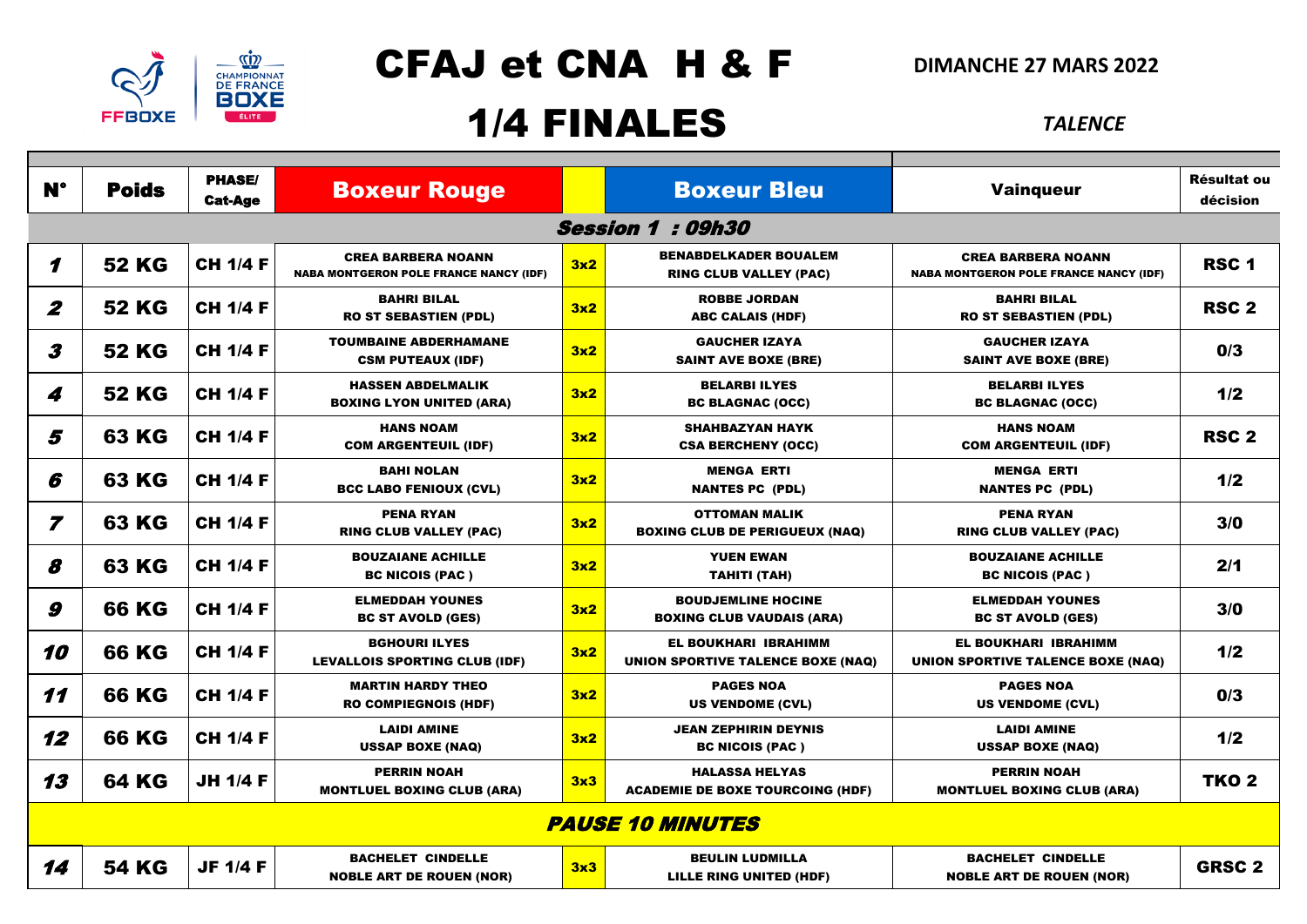# CFAJ et CNA H & F

# 1/4 FINALES

**DIMANCHE 27 MARS 2022**

*TALENCE*

| N° | Poids | PHASE/ Cat-Age | Boxeur Rouge | | Boxeur Bleu | Vainqueur | Résultat ou décision |
|---|---|---|---|---|---|---|---|
| ***Session 1 : 09h30*** | | | | | | | |
| 1 | 52 KG | CH 1/4 F | CREA BARBERA NOANN<br>NABA MONTGERON POLE FRANCE NANCY (IDF) | 3x2 | BENABDELKADER BOUALEM<br>RING CLUB VALLEY (PAC) | CREA BARBERA NOANN<br>NABA MONTGERON POLE FRANCE NANCY (IDF) | RSC 1 |
| 2 | 52 KG | CH 1/4 F | BAHRI BILAL<br>RO ST SEBASTIEN (PDL) | 3x2 | ROBBE JORDAN<br>ABC CALAIS (HDF) | BAHRI BILAL<br>RO ST SEBASTIEN (PDL) | RSC 2 |
| 3 | 52 KG | CH 1/4 F | TOUMBAINE ABDERHAMANE<br>CSM PUTEAUX (IDF) | 3x2 | GAUCHER IZAYA<br>SAINT AVE BOXE (BRE) | GAUCHER IZAYA<br>SAINT AVE BOXE (BRE) | 0/3 |
| 4 | 52 KG | CH 1/4 F | HASSEN ABDELMALIK<br>BOXING LYON UNITED (ARA) | 3x2 | BELARBI ILYES<br>BC BLAGNAC (OCC) | BELARBI ILYES<br>BC BLAGNAC (OCC) | 1/2 |
| 5 | 63 KG | CH 1/4 F | HANS NOAM<br>COM ARGENTEUIL (IDF) | 3x2 | SHAHBAZYAN HAYK<br>CSA BERCHENY (OCC) | HANS NOAM<br>COM ARGENTEUIL (IDF) | RSC 2 |
| 6 | 63 KG | CH 1/4 F | BAHI NOLAN<br>BCC LABO FENIOUX (CVL) | 3x2 | MENGA ERTI<br>NANTES PC (PDL) | MENGA ERTI<br>NANTES PC (PDL) | 1/2 |
| 7 | 63 KG | CH 1/4 F | PENA RYAN<br>RING CLUB VALLEY (PAC) | 3x2 | OTTOMAN MALIK<br>BOXING CLUB DE PERIGUEUX (NAQ) | PENA RYAN<br>RING CLUB VALLEY (PAC) | 3/0 |
| 8 | 63 KG | CH 1/4 F | BOUZAIANE ACHILLE<br>BC NICOIS (PAC ) | 3x2 | YUEN EWAN<br>TAHITI (TAH) | BOUZAIANE ACHILLE<br>BC NICOIS (PAC ) | 2/1 |
| 9 | 66 KG | CH 1/4 F | ELMEDDAH YOUNES<br>BC ST AVOLD (GES) | 3x2 | BOUDJEMLINE HOCINE<br>BOXING CLUB VAUDAIS (ARA) | ELMEDDAH YOUNES<br>BC ST AVOLD (GES) | 3/0 |
| 10 | 66 KG | CH 1/4 F | BGHOURI ILYES<br>LEVALLOIS SPORTING CLUB (IDF) | 3x2 | EL BOUKHARI IBRAHIMM<br>UNION SPORTIVE TALENCE BOXE (NAQ) | EL BOUKHARI IBRAHIMM<br>UNION SPORTIVE TALENCE BOXE (NAQ) | 1/2 |
| 11 | 66 KG | CH 1/4 F | MARTIN HARDY THEO<br>RO COMPIEGNOIS (HDF) | 3x2 | PAGES NOA<br>US VENDOME (CVL) | PAGES NOA<br>US VENDOME (CVL) | 0/3 |
| 12 | 66 KG | CH 1/4 F | LAIDI AMINE<br>USSAP BOXE (NAQ) | 3x2 | JEAN ZEPHIRIN DEYNIS<br>BC NICOIS (PAC ) | LAIDI AMINE<br>USSAP BOXE (NAQ) | 1/2 |
| 13 | 64 KG | JH 1/4 F | PERRIN NOAH<br>MONTLUEL BOXING CLUB (ARA) | 3x3 | HALASSA HELYAS<br>ACADEMIE DE BOXE TOURCOING (HDF) | PERRIN NOAH<br>MONTLUEL BOXING CLUB (ARA) | TKO 2 |
| ***PAUSE 10 MINUTES*** | | | | | | | |
| 14 | 54 KG | JF 1/4 F | BACHELET CINDELLE<br>NOBLE ART DE ROUEN (NOR) | 3x3 | BEULIN LUDMILLA<br>LILLE RING UNITED (HDF) | BACHELET CINDELLE<br>NOBLE ART DE ROUEN (NOR) | GRSC 2 |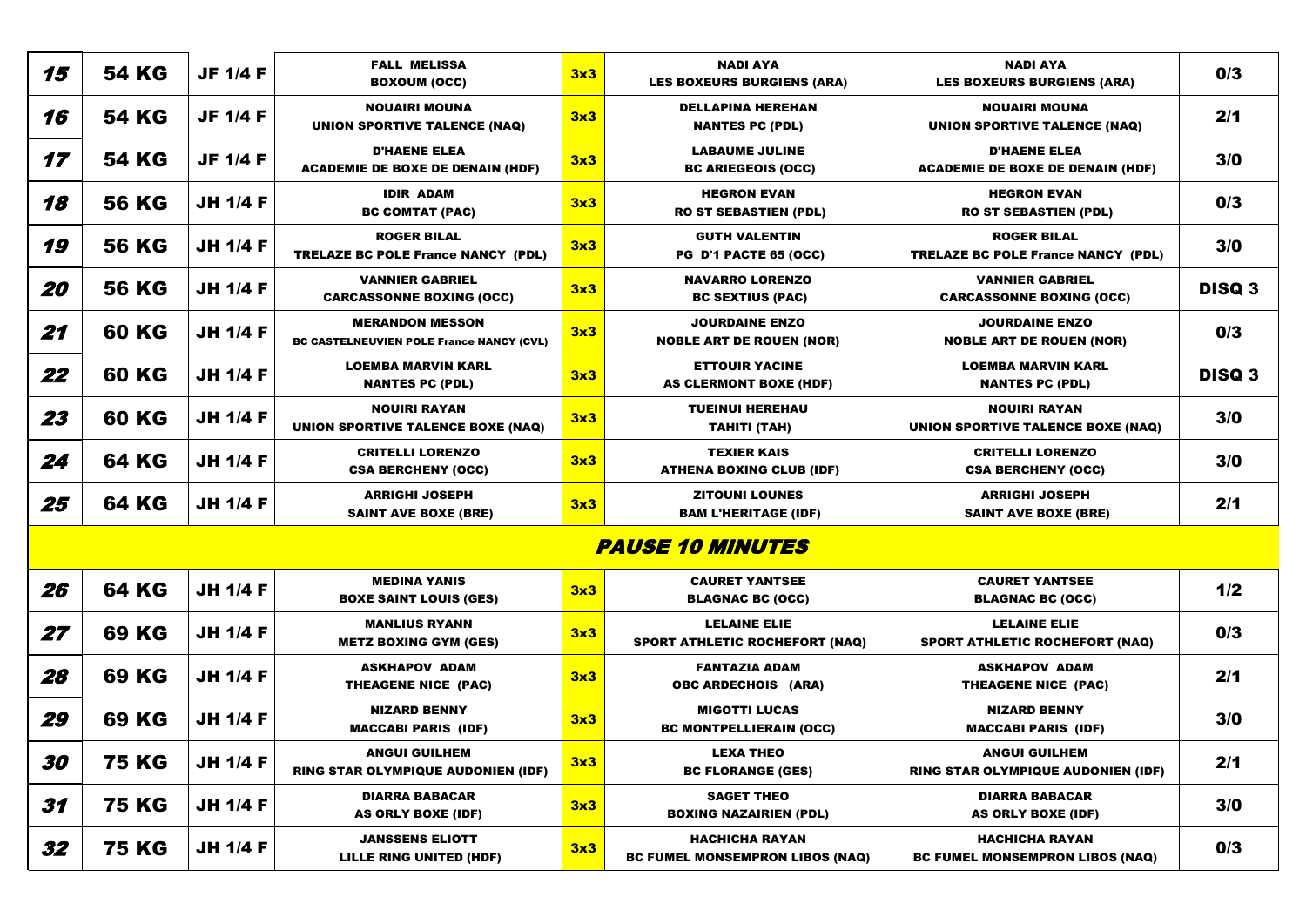| | | | | | | | |
|---|---|---|---|---|---|---|---|
| 15 | 54 KG | JF 1/4 F | FALL MELISSA<br>BOXOUM (OCC) | 3x3 | NADI AYA<br>LES BOXEURS BURGIENS (ARA) | NADI AYA<br>LES BOXEURS BURGIENS (ARA) | 0/3 |
| 16 | 54 KG | JF 1/4 F | NOUAIRI MOUNA<br>UNION SPORTIVE TALENCE (NAQ) | 3x3 | DELLAPINA HEREHAN<br>NANTES PC (PDL) | NOUAIRI MOUNA<br>UNION SPORTIVE TALENCE (NAQ) | 2/1 |
| 17 | 54 KG | JF 1/4 F | D'HAENE ELEA<br>ACADEMIE DE BOXE DE DENAIN (HDF) | 3x3 | LABAUME JULINE<br>BC ARIEGEOIS (OCC) | D'HAENE ELEA<br>ACADEMIE DE BOXE DE DENAIN (HDF) | 3/0 |
| 18 | 56 KG | JH 1/4 F | IDIR ADAM<br>BC COMTAT (PAC) | 3x3 | HEGRON EVAN<br>RO ST SEBASTIEN (PDL) | HEGRON EVAN<br>RO ST SEBASTIEN (PDL) | 0/3 |
| 19 | 56 KG | JH 1/4 F | ROGER BILAL<br>TRELAZE BC POLE France NANCY (PDL) | 3x3 | GUTH VALENTIN<br>PG D'1 PACTE 65 (OCC) | ROGER BILAL<br>TRELAZE BC POLE France NANCY (PDL) | 3/0 |
| 20 | 56 KG | JH 1/4 F | VANNIER GABRIEL<br>CARCASSONNE BOXING (OCC) | 3x3 | NAVARRO LORENZO<br>BC SEXTIUS (PAC) | VANNIER GABRIEL<br>CARCASSONNE BOXING (OCC) | DISQ 3 |
| 21 | 60 KG | JH 1/4 F | MERANDON MESSON<br>BC CASTELNEUVIEN POLE France NANCY (CVL) | 3x3 | JOURDAINE ENZO<br>NOBLE ART DE ROUEN (NOR) | JOURDAINE ENZO<br>NOBLE ART DE ROUEN (NOR) | 0/3 |
| 22 | 60 KG | JH 1/4 F | LOEMBA MARVIN KARL<br>NANTES PC (PDL) | 3x3 | ETTOUIR YACINE<br>AS CLERMONT BOXE (HDF) | LOEMBA MARVIN KARL<br>NANTES PC (PDL) | DISQ 3 |
| 23 | 60 KG | JH 1/4 F | NOUIRI RAYAN<br>UNION SPORTIVE TALENCE BOXE (NAQ) | 3x3 | TUEINUI HEREHAU<br>TAHITI (TAH) | NOUIRI RAYAN<br>UNION SPORTIVE TALENCE BOXE (NAQ) | 3/0 |
| 24 | 64 KG | JH 1/4 F | CRITELLI LORENZO<br>CSA BERCHENY (OCC) | 3x3 | TEXIER KAIS<br>ATHENA BOXING CLUB (IDF) | CRITELLI LORENZO<br>CSA BERCHENY (OCC) | 3/0 |
| 25 | 64 KG | JH 1/4 F | ARRIGHI JOSEPH<br>SAINT AVE BOXE (BRE) | 3x3 | ZITOUNI LOUNES<br>BAM L'HERITAGE (IDF) | ARRIGHI JOSEPH<br>SAINT AVE BOXE (BRE) | 2/1 |
| PAUSE 10 MINUTES | | | | | | | |
| 26 | 64 KG | JH 1/4 F | MEDINA YANIS<br>BOXE SAINT LOUIS (GES) | 3x3 | CAURET YANTSEE<br>BLAGNAC BC (OCC) | CAURET YANTSEE<br>BLAGNAC BC (OCC) | 1/2 |
| 27 | 69 KG | JH 1/4 F | MANLIUS RYANN<br>METZ BOXING GYM (GES) | 3x3 | LELAINE ELIE<br>SPORT ATHLETIC ROCHEFORT (NAQ) | LELAINE ELIE<br>SPORT ATHLETIC ROCHEFORT (NAQ) | 0/3 |
| 28 | 69 KG | JH 1/4 F | ASKHAPOV ADAM<br>THEAGENE NICE (PAC) | 3x3 | FANTAZIA ADAM<br>OBC ARDECHOIS (ARA) | ASKHAPOV ADAM<br>THEAGENE NICE (PAC) | 2/1 |
| 29 | 69 KG | JH 1/4 F | NIZARD BENNY<br>MACCABI PARIS (IDF) | 3x3 | MIGOTTI LUCAS<br>BC MONTPELLIERAIN (OCC) | NIZARD BENNY<br>MACCABI PARIS (IDF) | 3/0 |
| 30 | 75 KG | JH 1/4 F | ANGUI GUILHEM<br>RING STAR OLYMPIQUE AUDONIEN (IDF) | 3x3 | LEXA THEO<br>BC FLORANGE (GES) | ANGUI GUILHEM<br>RING STAR OLYMPIQUE AUDONIEN (IDF) | 2/1 |
| 31 | 75 KG | JH 1/4 F | DIARRA BABACAR<br>AS ORLY BOXE (IDF) | 3x3 | SAGET THEO<br>BOXING NAZAIRIEN (PDL) | DIARRA BABACAR<br>AS ORLY BOXE (IDF) | 3/0 |
| 32 | 75 KG | JH 1/4 F | JANSSENS ELIOTT<br>LILLE RING UNITED (HDF) | 3x3 | HACHICHA RAYAN<br>BC FUMEL MONSEMPRON LIBOS (NAQ) | HACHICHA RAYAN<br>BC FUMEL MONSEMPRON LIBOS (NAQ) | 0/3 |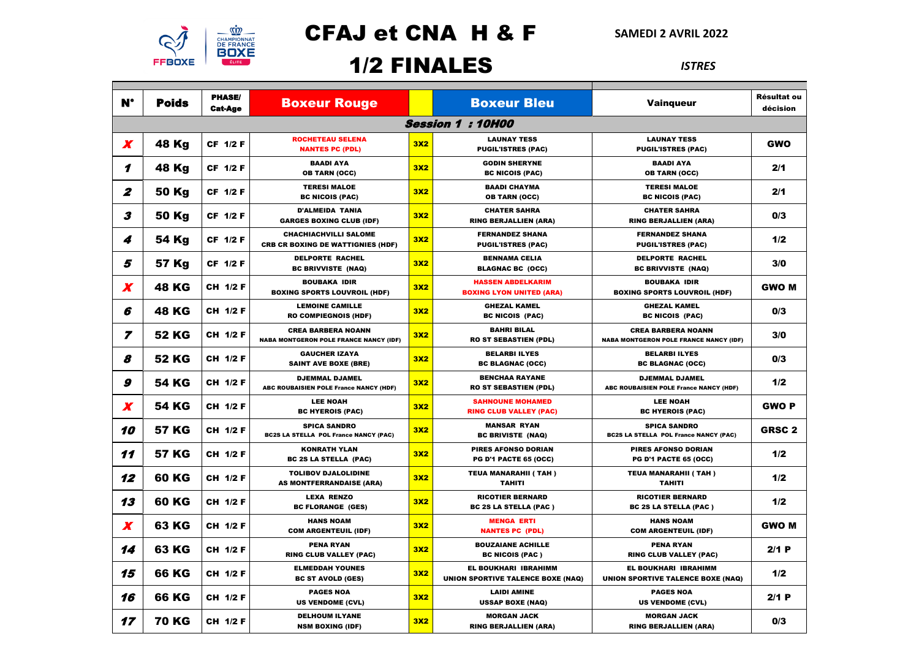# CFAJ et CNA H & F

# 1/2 FINALES

**SAMEDI 2 AVRIL 2022**

*ISTRES*

| N° | Poids | PHASE/ Cat-Age | Boxeur Rouge | | Boxeur Bleu | Vainqueur | Résultat ou décision |
|---|---|---|---|---|---|---|---|
| | | | ***Session 1 : 10H00*** | | | | |
| X | 48 Kg | CF 1/2 F | ROCHETEAU SELENA<br>NANTES PC (PDL) | 3X2 | LAUNAY TESS<br>PUGIL'ISTRES (PAC) | LAUNAY TESS<br>PUGIL'ISTRES (PAC) | GWO |
| 1 | 48 Kg | CF 1/2 F | BAADI AYA<br>OB TARN (OCC) | 3X2 | GODIN SHERYNE<br>BC NICOIS (PAC) | BAADI AYA<br>OB TARN (OCC) | 2/1 |
| 2 | 50 Kg | CF 1/2 F | TERESI MALOE<br>BC NICOIS (PAC) | 3X2 | BAADI CHAYMA<br>OB TARN (OCC) | TERESI MALOE<br>BC NICOIS (PAC) | 2/1 |
| 3 | 50 Kg | CF 1/2 F | D'ALMEIDA TANIA<br>GARGES BOXING CLUB (IDF) | 3X2 | CHATER SAHRA<br>RING BERJALLIEN (ARA) | CHATER SAHRA<br>RING BERJALLIEN (ARA) | 0/3 |
| 4 | 54 Kg | CF 1/2 F | CHACHIACHVILLI SALOME<br>CRB CR BOXING DE WATTIGNIES (HDF) | 3X2 | FERNANDEZ SHANA<br>PUGIL'ISTRES (PAC) | FERNANDEZ SHANA<br>PUGIL'ISTRES (PAC) | 1/2 |
| 5 | 57 Kg | CF 1/2 F | DELPORTE RACHEL<br>BC BRIVVISTE (NAQ) | 3X2 | BENNAMA CELIA<br>BLAGNAC BC (OCC) | DELPORTE RACHEL<br>BC BRIVVISTE (NAQ) | 3/0 |
| X | 48 KG | CH 1/2 F | BOUBAKA IDIR<br>BOXING SPORTS LOUVROIL (HDF) | 3X2 | HASSEN ABDELKARIM<br>BOXING LYON UNITED (ARA) | BOUBAKA IDIR<br>BOXING SPORTS LOUVROIL (HDF) | GWO M |
| 6 | 48 KG | CH 1/2 F | LEMOINE CAMILLE<br>RO COMPIEGNOIS (HDF) | 3X2 | GHEZAL KAMEL<br>BC NICOIS (PAC) | GHEZAL KAMEL<br>BC NICOIS (PAC) | 0/3 |
| 7 | 52 KG | CH 1/2 F | CREA BARBERA NOANN<br>NABA MONTGERON POLE FRANCE NANCY (IDF) | 3X2 | BAHRI BILAL<br>RO ST SEBASTIEN (PDL) | CREA BARBERA NOANN<br>NABA MONTGERON POLE FRANCE NANCY (IDF) | 3/0 |
| 8 | 52 KG | CH 1/2 F | GAUCHER IZAYA<br>SAINT AVE BOXE (BRE) | 3X2 | BELARBI ILYES<br>BC BLAGNAC (OCC) | BELARBI ILYES<br>BC BLAGNAC (OCC) | 0/3 |
| 9 | 54 KG | CH 1/2 F | DJEMMAL DJAMEL<br>ABC ROUBAISIEN POLE France NANCY (HDF) | 3X2 | BENCHAA RAYANE<br>RO ST SEBASTIEN (PDL) | DJEMMAL DJAMEL<br>ABC ROUBAISIEN POLE France NANCY (HDF) | 1/2 |
| X | 54 KG | CH 1/2 F | LEE NOAH<br>BC HYEROIS (PAC) | 3X2 | SAHNOUNE MOHAMED<br>RING CLUB VALLEY (PAC) | LEE NOAH<br>BC HYEROIS (PAC) | GWO P |
| 10 | 57 KG | CH 1/2 F | SPICA SANDRO<br>BC2S LA STELLA POL France NANCY (PAC) | 3X2 | MANSAR RYAN<br>BC BRIVISTE (NAQ) | SPICA SANDRO<br>BC2S LA STELLA POL France NANCY (PAC) | GRSC 2 |
| 11 | 57 KG | CH 1/2 F | KONRATH YLAN<br>BC 2S LA STELLA (PAC) | 3X2 | PIRES AFONSO DORIAN<br>PG D'1 PACTE 65 (OCC) | PIRES AFONSO DORIAN<br>PG D'1 PACTE 65 (OCC) | 1/2 |
| 12 | 60 KG | CH 1/2 F | TOLIBOV DJALOLIDINE<br>AS MONTFERRANDAISE (ARA) | 3X2 | TEUA MANARAHII ( TAH )<br>TAHITI | TEUA MANARAHII ( TAH )<br>TAHITI | 1/2 |
| 13 | 60 KG | CH 1/2 F | LEXA RENZO<br>BC FLORANGE (GES) | 3X2 | RICOTIER BERNARD<br>BC 2S LA STELLA (PAC ) | RICOTIER BERNARD<br>BC 2S LA STELLA (PAC ) | 1/2 |
| X | 63 KG | CH 1/2 F | HANS NOAM<br>COM ARGENTEUIL (IDF) | 3X2 | MENGA ERTI<br>NANTES PC (PDL) | HANS NOAM<br>COM ARGENTEUIL (IDF) | GWO M |
| 14 | 63 KG | CH 1/2 F | PENA RYAN<br>RING CLUB VALLEY (PAC) | 3X2 | BOUZAIANE ACHILLE<br>BC NICOIS (PAC ) | PENA RYAN<br>RING CLUB VALLEY (PAC) | 2/1 P |
| 15 | 66 KG | CH 1/2 F | ELMEDDAH YOUNES<br>BC ST AVOLD (GES) | 3X2 | EL BOUKHARI IBRAHIMM<br>UNION SPORTIVE TALENCE BOXE (NAQ) | EL BOUKHARI IBRAHIMM<br>UNION SPORTIVE TALENCE BOXE (NAQ) | 1/2 |
| 16 | 66 KG | CH 1/2 F | PAGES NOA<br>US VENDOME (CVL) | 3X2 | LAIDI AMINE<br>USSAP BOXE (NAQ) | PAGES NOA<br>US VENDOME (CVL) | 2/1 P |
| 17 | 70 KG | CH 1/2 F | DELHOUM ILYANE<br>NSM BOXING (IDF) | 3X2 | MORGAN JACK<br>RING BERJALLIEN (ARA) | MORGAN JACK<br>RING BERJALLIEN (ARA) | 0/3 |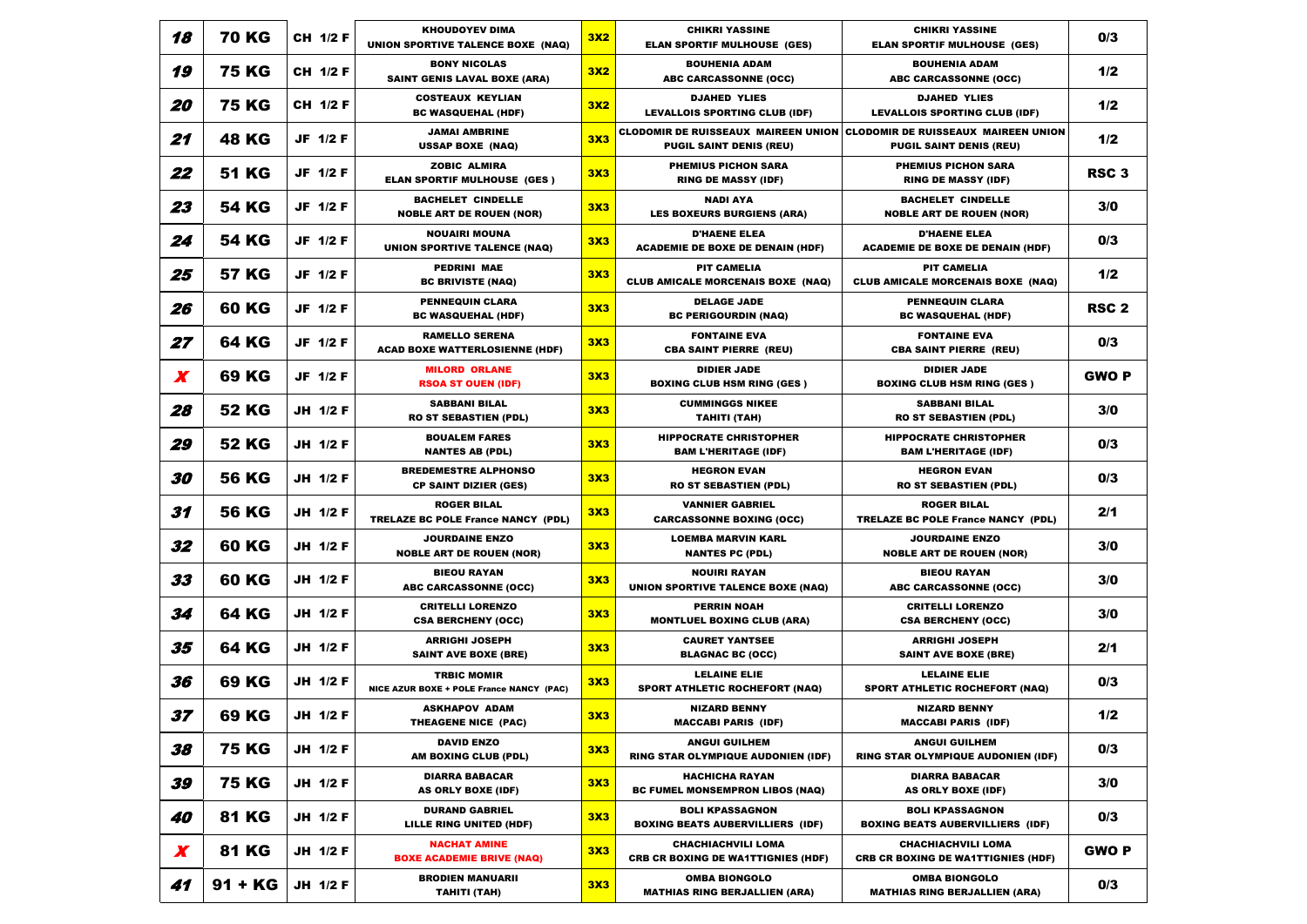| 18 | 70 KG | CH 1/2 F | KHOUDOYEV DIMA<br>UNION SPORTIVE TALENCE BOXE (NAQ) | 3X2 | CHIKRI YASSINE<br>ELAN SPORTIF MULHOUSE (GES) | CHIKRI YASSINE<br>ELAN SPORTIF MULHOUSE (GES) | 0/3 |
|---|---|---|---|---|---|---|---|
| 19 | 75 KG | CH 1/2 F | BONY NICOLAS<br>SAINT GENIS LAVAL BOXE (ARA) | 3X2 | BOUHENIA ADAM<br>ABC CARCASSONNE (OCC) | BOUHENIA ADAM<br>ABC CARCASSONNE (OCC) | 1/2 |
| 20 | 75 KG | CH 1/2 F | COSTEAUX KEYLIAN<br>BC WASQUEHAL (HDF) | 3X2 | DJAHED YLIES<br>LEVALLOIS SPORTING CLUB (IDF) | DJAHED YLIES<br>LEVALLOIS SPORTING CLUB (IDF) | 1/2 |
| 21 | 48 KG | JF 1/2 F | JAMAI AMBRINE<br>USSAP BOXE (NAQ) | 3X3 | CLODOMIR DE RUISSEAUX MAIREEN UNION<br>PUGIL SAINT DENIS (REU) | CLODOMIR DE RUISSEAUX MAIREEN UNION<br>PUGIL SAINT DENIS (REU) | 1/2 |
| 22 | 51 KG | JF 1/2 F | ZOBIC ALMIRA<br>ELAN SPORTIF MULHOUSE (GES ) | 3X3 | PHEMIUS PICHON SARA<br>RING DE MASSY (IDF) | PHEMIUS PICHON SARA<br>RING DE MASSY (IDF) | RSC 3 |
| 23 | 54 KG | JF 1/2 F | BACHELET CINDELLE<br>NOBLE ART DE ROUEN (NOR) | 3X3 | NADI AYA<br>LES BOXEURS BURGIENS (ARA) | BACHELET CINDELLE<br>NOBLE ART DE ROUEN (NOR) | 3/0 |
| 24 | 54 KG | JF 1/2 F | NOUAIRI MOUNA<br>UNION SPORTIVE TALENCE (NAQ) | 3X3 | D'HAENE ELEA<br>ACADEMIE DE BOXE DE DENAIN (HDF) | D'HAENE ELEA<br>ACADEMIE DE BOXE DE DENAIN (HDF) | 0/3 |
| 25 | 57 KG | JF 1/2 F | PEDRINI MAE<br>BC BRIVISTE (NAQ) | 3X3 | PIT CAMELIA<br>CLUB AMICALE MORCENAIS BOXE (NAQ) | PIT CAMELIA<br>CLUB AMICALE MORCENAIS BOXE (NAQ) | 1/2 |
| 26 | 60 KG | JF 1/2 F | PENNEQUIN CLARA<br>BC WASQUEHAL (HDF) | 3X3 | DELAGE JADE<br>BC PERIGOURDIN (NAQ) | PENNEQUIN CLARA<br>BC WASQUEHAL (HDF) | RSC 2 |
| 27 | 64 KG | JF 1/2 F | RAMELLO SERENA<br>ACAD BOXE WATTERLOSIENNE (HDF) | 3X3 | FONTAINE EVA<br>CBA SAINT PIERRE (REU) | FONTAINE EVA<br>CBA SAINT PIERRE (REU) | 0/3 |
| X | 69 KG | JF 1/2 F | MILORD ORLANE<br>RSOA ST OUEN (IDF) | 3X3 | DIDIER JADE<br>BOXING CLUB HSM RING (GES ) | DIDIER JADE<br>BOXING CLUB HSM RING (GES ) | GWO P |
| 28 | 52 KG | JH 1/2 F | SABBANI BILAL<br>RO ST SEBASTIEN (PDL) | 3X3 | CUMMINGGS NIKEE<br>TAHITI (TAH) | SABBANI BILAL<br>RO ST SEBASTIEN (PDL) | 3/0 |
| 29 | 52 KG | JH 1/2 F | BOUALEM FARES<br>NANTES AB (PDL) | 3X3 | HIPPOCRATE CHRISTOPHER<br>BAM L'HERITAGE (IDF) | HIPPOCRATE CHRISTOPHER<br>BAM L'HERITAGE (IDF) | 0/3 |
| 30 | 56 KG | JH 1/2 F | BREDEMESTRE ALPHONSO<br>CP SAINT DIZIER (GES) | 3X3 | HEGRON EVAN<br>RO ST SEBASTIEN (PDL) | HEGRON EVAN<br>RO ST SEBASTIEN (PDL) | 0/3 |
| 31 | 56 KG | JH 1/2 F | ROGER BILAL<br>TRELAZE BC POLE France NANCY (PDL) | 3X3 | VANNIER GABRIEL<br>CARCASSONNE BOXING (OCC) | ROGER BILAL<br>TRELAZE BC POLE France NANCY (PDL) | 2/1 |
| 32 | 60 KG | JH 1/2 F | JOURDAINE ENZO<br>NOBLE ART DE ROUEN (NOR) | 3X3 | LOEMBA MARVIN KARL<br>NANTES PC (PDL) | JOURDAINE ENZO<br>NOBLE ART DE ROUEN (NOR) | 3/0 |
| 33 | 60 KG | JH 1/2 F | BIEOU RAYAN<br>ABC CARCASSONNE (OCC) | 3X3 | NOUIRI RAYAN<br>UNION SPORTIVE TALENCE BOXE (NAQ) | BIEOU RAYAN<br>ABC CARCASSONNE (OCC) | 3/0 |
| 34 | 64 KG | JH 1/2 F | CRITELLI LORENZO<br>CSA BERCHENY (OCC) | 3X3 | PERRIN NOAH<br>MONTLUEL BOXING CLUB (ARA) | CRITELLI LORENZO<br>CSA BERCHENY (OCC) | 3/0 |
| 35 | 64 KG | JH 1/2 F | ARRIGHI JOSEPH<br>SAINT AVE BOXE (BRE) | 3X3 | CAURET YANTSEE<br>BLAGNAC BC (OCC) | ARRIGHI JOSEPH<br>SAINT AVE BOXE (BRE) | 2/1 |
| 36 | 69 KG | JH 1/2 F | TRBIC MOMIR<br>NICE AZUR BOXE + POLE France NANCY (PAC) | 3X3 | LELAINE ELIE<br>SPORT ATHLETIC ROCHEFORT (NAQ) | LELAINE ELIE<br>SPORT ATHLETIC ROCHEFORT (NAQ) | 0/3 |
| 37 | 69 KG | JH 1/2 F | ASKHAPOV ADAM<br>THEAGENE NICE (PAC) | 3X3 | NIZARD BENNY<br>MACCABI PARIS (IDF) | NIZARD BENNY<br>MACCABI PARIS (IDF) | 1/2 |
| 38 | 75 KG | JH 1/2 F | DAVID ENZO<br>AM BOXING CLUB (PDL) | 3X3 | ANGUI GUILHEM<br>RING STAR OLYMPIQUE AUDONIEN (IDF) | ANGUI GUILHEM<br>RING STAR OLYMPIQUE AUDONIEN (IDF) | 0/3 |
| 39 | 75 KG | JH 1/2 F | DIARRA BABACAR<br>AS ORLY BOXE (IDF) | 3X3 | HACHICHA RAYAN<br>BC FUMEL MONSEMPRON LIBOS (NAQ) | DIARRA BABACAR<br>AS ORLY BOXE (IDF) | 3/0 |
| 40 | 81 KG | JH 1/2 F | DURAND GABRIEL<br>LILLE RING UNITED (HDF) | 3X3 | BOLI KPASSAGNON<br>BOXING BEATS AUBERVILLIERS (IDF) | BOLI KPASSAGNON<br>BOXING BEATS AUBERVILLIERS (IDF) | 0/3 |
| X | 81 KG | JH 1/2 F | NACHAT AMINE<br>BOXE ACADEMIE BRIVE (NAQ) | 3X3 | CHACHIACHVILI LOMA<br>CRB CR BOXING DE WA1TTIGNIES (HDF) | CHACHIACHVILI LOMA<br>CRB CR BOXING DE WA1TTIGNIES (HDF) | GWO P |
| 41 | 91 + KG | JH 1/2 F | BRODIEN MANUARII<br>TAHITI (TAH) | 3X3 | OMBA BIONGOLO<br>MATHIAS RING BERJALLIEN (ARA) | OMBA BIONGOLO<br>MATHIAS RING BERJALLIEN (ARA) | 0/3 |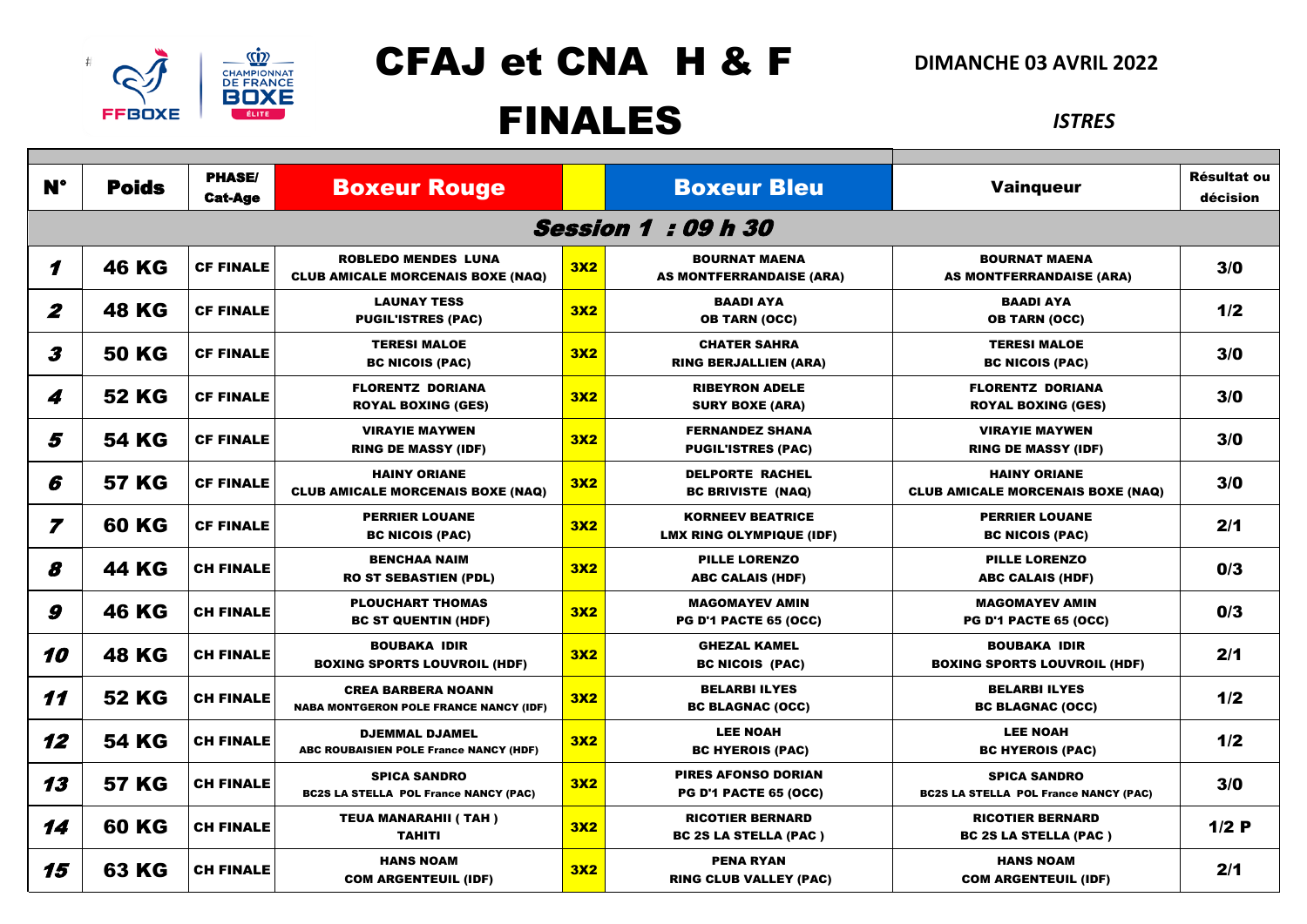# CFAJ et CNA H & F

# FINALES

**DIMANCHE 03 AVRIL 2022**

*ISTRES*

| N° | Poids | PHASE/ Cat-Age | Boxeur Rouge | | Boxeur Bleu | Vainqueur | Résultat ou décision |
|---|---|---|---|---|---|---|---|
| **Session 1 : 09 h 30** | | | | | | | |
| 1 | 46 KG | CF FINALE | ROBLEDO MENDES LUNA<br>CLUB AMICALE MORCENAIS BOXE (NAQ) | 3X2 | BOURNAT MAENA<br>AS MONTFERRANDAISE (ARA) | BOURNAT MAENA<br>AS MONTFERRANDAISE (ARA) | 3/0 |
| 2 | 48 KG | CF FINALE | LAUNAY TESS<br>PUGIL'ISTRES (PAC) | 3X2 | BAADI AYA<br>OB TARN (OCC) | BAADI AYA<br>OB TARN (OCC) | 1/2 |
| 3 | 50 KG | CF FINALE | TERESI MALOE<br>BC NICOIS (PAC) | 3X2 | CHATER SAHRA<br>RING BERJALLIEN (ARA) | TERESI MALOE<br>BC NICOIS (PAC) | 3/0 |
| 4 | 52 KG | CF FINALE | FLORENTZ DORIANA<br>ROYAL BOXING (GES) | 3X2 | RIBEYRON ADELE<br>SURY BOXE (ARA) | FLORENTZ DORIANA<br>ROYAL BOXING (GES) | 3/0 |
| 5 | 54 KG | CF FINALE | VIRAYIE MAYWEN<br>RING DE MASSY (IDF) | 3X2 | FERNANDEZ SHANA<br>PUGIL'ISTRES (PAC) | VIRAYIE MAYWEN<br>RING DE MASSY (IDF) | 3/0 |
| 6 | 57 KG | CF FINALE | HAINY ORIANE<br>CLUB AMICALE MORCENAIS BOXE (NAQ) | 3X2 | DELPORTE RACHEL<br>BC BRIVISTE (NAQ) | HAINY ORIANE<br>CLUB AMICALE MORCENAIS BOXE (NAQ) | 3/0 |
| 7 | 60 KG | CF FINALE | PERRIER LOUANE<br>BC NICOIS (PAC) | 3X2 | KORNEEV BEATRICE<br>LMX RING OLYMPIQUE (IDF) | PERRIER LOUANE<br>BC NICOIS (PAC) | 2/1 |
| 8 | 44 KG | CH FINALE | BENCHAA NAIM<br>RO ST SEBASTIEN (PDL) | 3X2 | PILLE LORENZO<br>ABC CALAIS (HDF) | PILLE LORENZO<br>ABC CALAIS (HDF) | 0/3 |
| 9 | 46 KG | CH FINALE | PLOUCHART THOMAS<br>BC ST QUENTIN (HDF) | 3X2 | MAGOMAYEV AMIN<br>PG D'1 PACTE 65 (OCC) | MAGOMAYEV AMIN<br>PG D'1 PACTE 65 (OCC) | 0/3 |
| 10 | 48 KG | CH FINALE | BOUBAKA IDIR<br>BOXING SPORTS LOUVROIL (HDF) | 3X2 | GHEZAL KAMEL<br>BC NICOIS (PAC) | BOUBAKA IDIR<br>BOXING SPORTS LOUVROIL (HDF) | 2/1 |
| 11 | 52 KG | CH FINALE | CREA BARBERA NOANN<br>NABA MONTGERON POLE FRANCE NANCY (IDF) | 3X2 | BELARBI ILYES<br>BC BLAGNAC (OCC) | BELARBI ILYES<br>BC BLAGNAC (OCC) | 1/2 |
| 12 | 54 KG | CH FINALE | DJEMMAL DJAMEL<br>ABC ROUBAISIEN POLE France NANCY (HDF) | 3X2 | LEE NOAH<br>BC HYEROIS (PAC) | LEE NOAH<br>BC HYEROIS (PAC) | 1/2 |
| 13 | 57 KG | CH FINALE | SPICA SANDRO<br>BC2S LA STELLA POL France NANCY (PAC) | 3X2 | PIRES AFONSO DORIAN<br>PG D'1 PACTE 65 (OCC) | SPICA SANDRO<br>BC2S LA STELLA POL France NANCY (PAC) | 3/0 |
| 14 | 60 KG | CH FINALE | TEUA MANARAHII ( TAH )<br>TAHITI | 3X2 | RICOTIER BERNARD<br>BC 2S LA STELLA (PAC ) | RICOTIER BERNARD<br>BC 2S LA STELLA (PAC ) | 1/2 P |
| 15 | 63 KG | CH FINALE | HANS NOAM<br>COM ARGENTEUIL (IDF) | 3X2 | PENA RYAN<br>RING CLUB VALLEY (PAC) | HANS NOAM<br>COM ARGENTEUIL (IDF) | 2/1 |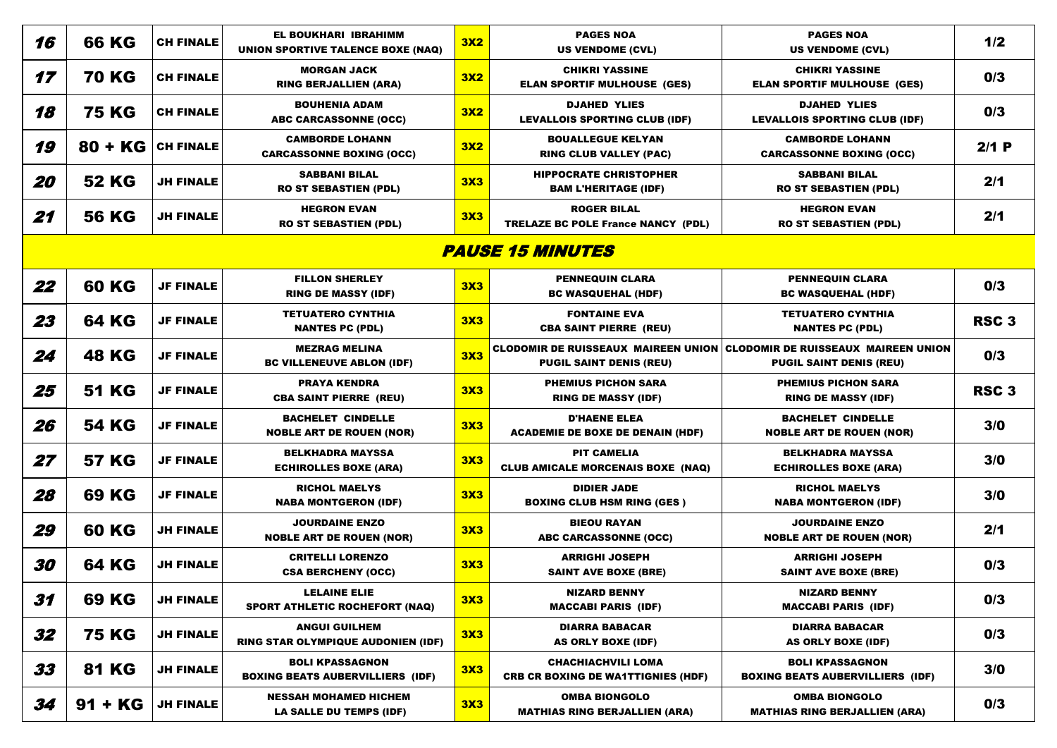| | | | | | | | |
|---|---|---|---|---|---|---|---|
| **16** | **66 KG** | **CH FINALE** | **EL BOUKHARI IBRAHIMM**<br>**UNION SPORTIVE TALENCE BOXE (NAQ)** | **3X2** | **PAGES NOA**<br>**US VENDOME (CVL)** | **PAGES NOA**<br>**US VENDOME (CVL)** | **1/2** |
| **17** | **70 KG** | **CH FINALE** | **MORGAN JACK**<br>**RING BERJALLIEN (ARA)** | **3X2** | **CHIKRI YASSINE**<br>**ELAN SPORTIF MULHOUSE (GES)** | **CHIKRI YASSINE**<br>**ELAN SPORTIF MULHOUSE (GES)** | **0/3** |
| **18** | **75 KG** | **CH FINALE** | **BOUHENIA ADAM**<br>**ABC CARCASSONNE (OCC)** | **3X2** | **DJAHED YLIES**<br>**LEVALLOIS SPORTING CLUB (IDF)** | **DJAHED YLIES**<br>**LEVALLOIS SPORTING CLUB (IDF)** | **0/3** |
| **19** | **80 + KG** | **CH FINALE** | **CAMBORDE LOHANN**<br>**CARCASSONNE BOXING (OCC)** | **3X2** | **BOUALLEGUE KELYAN**<br>**RING CLUB VALLEY (PAC)** | **CAMBORDE LOHANN**<br>**CARCASSONNE BOXING (OCC)** | **2/1 P** |
| **20** | **52 KG** | **JH FINALE** | **SABBANI BILAL**<br>**RO ST SEBASTIEN (PDL)** | **3X3** | **HIPPOCRATE CHRISTOPHER**<br>**BAM L'HERITAGE (IDF)** | **SABBANI BILAL**<br>**RO ST SEBASTIEN (PDL)** | **2/1** |
| **21** | **56 KG** | **JH FINALE** | **HEGRON EVAN**<br>**RO ST SEBASTIEN (PDL)** | **3X3** | **ROGER BILAL**<br>**TRELAZE BC POLE France NANCY (PDL)** | **HEGRON EVAN**<br>**RO ST SEBASTIEN (PDL)** | **2/1** |
| | | | | ***PAUSE 15 MINUTES*** | | | |
| **22** | **60 KG** | **JF FINALE** | **FILLON SHERLEY**<br>**RING DE MASSY (IDF)** | **3X3** | **PENNEQUIN CLARA**<br>**BC WASQUEHAL (HDF)** | **PENNEQUIN CLARA**<br>**BC WASQUEHAL (HDF)** | **0/3** |
| **23** | **64 KG** | **JF FINALE** | **TETUATERO CYNTHIA**<br>**NANTES PC (PDL)** | **3X3** | **FONTAINE EVA**<br>**CBA SAINT PIERRE (REU)** | **TETUATERO CYNTHIA**<br>**NANTES PC (PDL)** | **RSC 3** |
| **24** | **48 KG** | **JF FINALE** | **MEZRAG MELINA**<br>**BC VILLENEUVE ABLON (IDF)** | **3X3** | **CLODOMIR DE RUISSEAUX MAIREEN UNION**<br>**PUGIL SAINT DENIS (REU)** | **CLODOMIR DE RUISSEAUX MAIREEN UNION**<br>**PUGIL SAINT DENIS (REU)** | **0/3** |
| **25** | **51 KG** | **JF FINALE** | **PRAYA KENDRA**<br>**CBA SAINT PIERRE (REU)** | **3X3** | **PHEMIUS PICHON SARA**<br>**RING DE MASSY (IDF)** | **PHEMIUS PICHON SARA**<br>**RING DE MASSY (IDF)** | **RSC 3** |
| **26** | **54 KG** | **JF FINALE** | **BACHELET CINDELLE**<br>**NOBLE ART DE ROUEN (NOR)** | **3X3** | **D'HAENE ELEA**<br>**ACADEMIE DE BOXE DE DENAIN (HDF)** | **BACHELET CINDELLE**<br>**NOBLE ART DE ROUEN (NOR)** | **3/0** |
| **27** | **57 KG** | **JF FINALE** | **BELKHADRA MAYSSA**<br>**ECHIROLLES BOXE (ARA)** | **3X3** | **PIT CAMELIA**<br>**CLUB AMICALE MORCENAIS BOXE (NAQ)** | **BELKHADRA MAYSSA**<br>**ECHIROLLES BOXE (ARA)** | **3/0** |
| **28** | **69 KG** | **JF FINALE** | **RICHOL MAELYS**<br>**NABA MONTGERON (IDF)** | **3X3** | **DIDIER JADE**<br>**BOXING CLUB HSM RING (GES )** | **RICHOL MAELYS**<br>**NABA MONTGERON (IDF)** | **3/0** |
| **29** | **60 KG** | **JH FINALE** | **JOURDAINE ENZO**<br>**NOBLE ART DE ROUEN (NOR)** | **3X3** | **BIEOU RAYAN**<br>**ABC CARCASSONNE (OCC)** | **JOURDAINE ENZO**<br>**NOBLE ART DE ROUEN (NOR)** | **2/1** |
| **30** | **64 KG** | **JH FINALE** | **CRITELLI LORENZO**<br>**CSA BERCHENY (OCC)** | **3X3** | **ARRIGHI JOSEPH**<br>**SAINT AVE BOXE (BRE)** | **ARRIGHI JOSEPH**<br>**SAINT AVE BOXE (BRE)** | **0/3** |
| **31** | **69 KG** | **JH FINALE** | **LELAINE ELIE**<br>**SPORT ATHLETIC ROCHEFORT (NAQ)** | **3X3** | **NIZARD BENNY**<br>**MACCABI PARIS (IDF)** | **NIZARD BENNY**<br>**MACCABI PARIS (IDF)** | **0/3** |
| **32** | **75 KG** | **JH FINALE** | **ANGUI GUILHEM**<br>**RING STAR OLYMPIQUE AUDONIEN (IDF)** | **3X3** | **DIARRA BABACAR**<br>**AS ORLY BOXE (IDF)** | **DIARRA BABACAR**<br>**AS ORLY BOXE (IDF)** | **0/3** |
| **33** | **81 KG** | **JH FINALE** | **BOLI KPASSAGNON**<br>**BOXING BEATS AUBERVILLIERS (IDF)** | **3X3** | **CHACHIACHVILI LOMA**<br>**CRB CR BOXING DE WA1TTIGNIES (HDF)** | **BOLI KPASSAGNON**<br>**BOXING BEATS AUBERVILLIERS (IDF)** | **3/0** |
| **34** | **91 + KG** | **JH FINALE** | **NESSAH MOHAMED HICHEM**<br>**LA SALLE DU TEMPS (IDF)** | **3X3** | **OMBA BIONGOLO**<br>**MATHIAS RING BERJALLIEN (ARA)** | **OMBA BIONGOLO**<br>**MATHIAS RING BERJALLIEN (ARA)** | **0/3** |